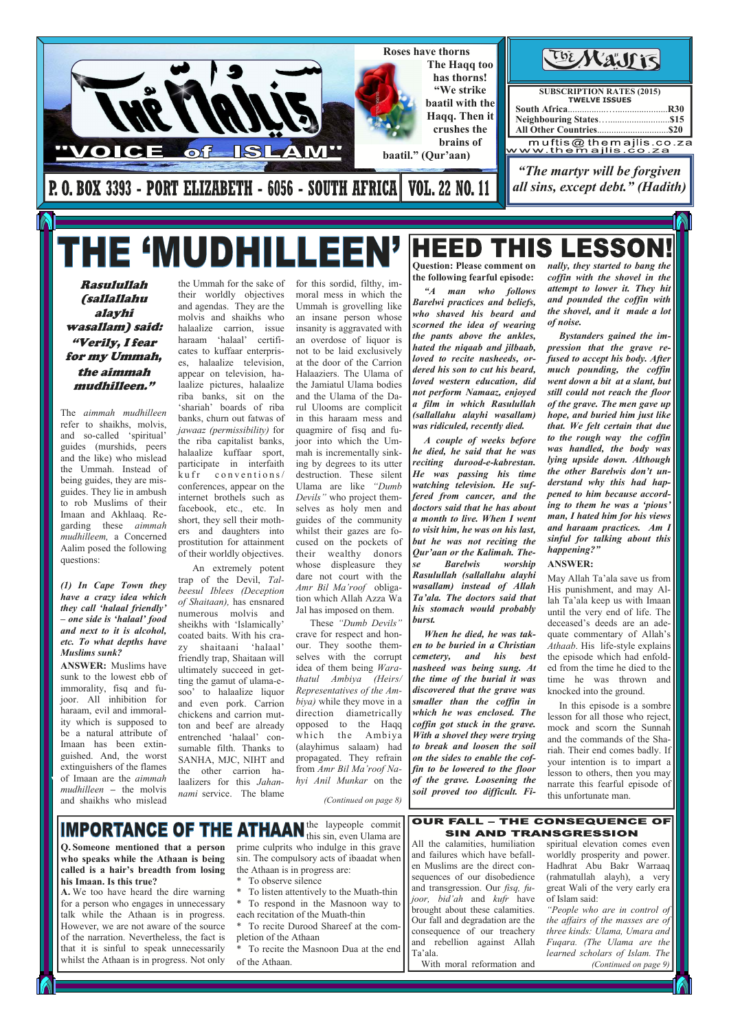# The Majlis — "VOICE of ISLAM"

P. O. BOX 3393 - PORT ELIZABETH - 6056 - SOUTH AFRICA | VOL. 22 NO. 11

**Roses have thorns. The Haqq too has thorns! "We strike baatil with the Haqq. Then it crushes the brains of baatil." (Qur'aan)**

**SUBSCRIPTION RATES (2015)**
**TWELVE ISSUES**

| | |
|---|---|
| South Africa | R30 |
| Neighbouring States | $15 |
| All Other Countries | $20 |

muftis@themajlis.co.za
www.themajlis.co.za

*"The martyr will be forgiven all sins, except debt." (Hadith)*

# THE 'MUDHILLEEN'

***Rasulullah (sallallahu alayhi wasallam) said: "Verily, I fear for my Ummah, the aimmah mudhilleen."***

The *aimmah mudhilleen* refer to shaikhs, molvis, and so-called 'spiritual' guides (murshids, peers and the like) who mislead the Ummah. Instead of being guides, they are misguides. They lie in ambush to rob Muslims of their Imaan and Akhlaaq. Regarding these *aimmah mudhilleen,* a Concerned Aalim posed the following questions:

***(1) In Cape Town they have a crazy idea which they call 'halaal friendly' – one side is 'halaal' food and next to it is alcohol, etc. To what depths have Muslims sunk?***

**ANSWER:** Muslims have sunk to the lowest ebb of immorality, fisq and fujoor. All inhibition for haraam, evil and immorality which is supposed to be a natural attribute of Imaan has been extinguished. And, the worst extinguishers of the flames of Imaan are the *aimmah mudhilleen* – the molvis and shaikhs who mislead the Ummah for the sake of their worldly objectives and agendas. They are the molvis and shaikhs who issue haraam 'halaal' certificates to kuffaar enterprises, halaalize television, appear on television, halaalize pictures, halaalize riba banks, sit on the 'shariah' boards of riba banks, churn out fatwas of *jawaaz (permissibility)* for the riba capitalist banks, halaalize kuffaar sport, participate in interfaith kufr conventions/conferences, appear on the internet brothels such as facebook, etc., etc. In short, they sell their mothers and daughters into prostitution for attainment of their worldly objectives.

An extremely potent trap of the Devil, *Talbeesul Iblees (Deception of Shaitaan),* has ensnared numerous molvis and sheikhs with 'Islamically' coated baits. With his crazy shaitaani 'halaal' friendly trap, Shaitaan will ultimately succeed in getting the gamut of ulama-e-soo' to halaalize liquor and even pork. Carrion chickens and carrion mutton and beef are already entrenched 'halaal' consumable filth. Thanks to SANHA, MJC, NIHT and the other carrion halaalizers for this *Jahannami* service. The blame for this sordid, filthy, immoral mess in which the Ummah is grovelling like an insane person whose insanity is aggravated with an overdose of liquor is not to be laid exclusively at the door of the Carrion Halaazers. The Ulama of the Jamiatul Ulama bodies and the Ulama of the Darul Ulooms are complicit in this haraam mess and quagmire of fisq and fujoor into which the Ummah is incrementally sinking by degrees to its utter destruction. These silent Ulama are like *"Dumb Devils"* who project themselves as holy men and guides of the community whilst their gazes are focused on the pockets of their wealthy donors whose displeasure they dare not court with the *Amr Bil Ma'roof* obligation which Allah Azza Wa Jal has imposed on them.

These *"Dumb Devils"* crave for respect and honour. They soothe themselves with the corrupt idea of them being *Warathatul Ambiya (Heirs/Representatives of the Ambiya)* while they move in a direction diametrically opposed to the Haqq which the Ambiya (alayhimus salaam) had propagated. They refrain from *Amr Bil Ma'roof Nahyi Anil Munkar* on the

*(Continued on page 8)*

# HEED THIS LESSON!

**Question: Please comment on the following fearful episode:**

***"A man who follows Barelwi practices and beliefs, who shaved his beard and scorned the idea of wearing the pants above the ankles, hated the niqaab and jilbaab, loved to recite nasheeds, ordered his son to cut his beard, loved western education, did not perform Namaaz, enjoyed a film in which Rasulullah (sallallahu alayhi wasallam) was ridiculed, recently died.***

***A couple of weeks before he died, he said that he was reciting durood-e-kabrestan. He was passing his time watching television. He suffered from cancer, and the doctors said that he has about a month to live. When I went to visit him, he was on his last, but he was not reciting the Qur'aan or the Kalimah. These Barelwis worship Rasulullah (sallallahu alayhi wasallam) instead of Allah Ta'ala. The doctors said that his stomach would probably burst.***

***When he died, he was taken to be buried in a Christian cemetery, and his best nasheed was being sung. At the time of the burial it was discovered that the grave was smaller than the coffin in which he was enclosed. The coffin got stuck in the grave. With a shovel they were trying to break and loosen the soil on the sides to enable the coffin to be lowered to the floor of the grave. Loosening the soil proved too difficult. Finally, they started to bang the coffin with the shovel in the attempt to lower it. They hit and pounded the coffin with the shovel, and it made a lot of noise.***

***Bystanders gained the impression that the grave refused to accept his body. After much pounding, the coffin went down a bit at a slant, but still could not reach the floor of the grave. The men gave up hope, and buried him just like that. We felt certain that due to the rough way the coffin was handled, the body was lying upside down. Although the other Barelwis don't understand why this had happened to him because according to them he was a 'pious' man, I hated him for his views and haraam practices. Am I sinful for talking about this happening?"***

**ANSWER:**

May Allah Ta'ala save us from His punishment, and may Allah Ta'ala keep us with Imaan until the very end of life. The deceased's deeds are an adequate commentary of Allah's *Athaab.* His life-style explains the episode which had enfolded from the time he died to the time he was thrown and knocked into the ground.

In this episode is a sombre lesson for all those who reject, mock and scorn the Sunnah and the commands of the Shariah. Their end comes badly. If your intention is to impart a lesson to others, then you may narrate this fearful episode of this unfortunate man.

# IMPORTANCE OF THE ATHAAN

**Q. Someone mentioned that a person who speaks while the Athaan is being called is a hair's breadth from losing his Imaan. Is this true?**

**A.** We too have heard the dire warning for a person who engages in unnecessary talk while the Athaan is in progress. However, we are not aware of the source of the narration. Nevertheless, the fact is that it is sinful to speak unnecessarily whilst the Athaan is in progress. Not only the laypeople commit this sin, even Ulama are prime culprits who indulge in this grave sin. The compulsory acts of ibaadat when the Athaan is in progress are:

- To observe silence
- To listen attentively to the Muath-thin
- To respond in the Masnoon way to each recitation of the Muath-thin
- To recite Durood Shareef at the completion of the Athaan
- To recite the Masnoon Dua at the end of the Athaan.

# OUR FALL – THE CONSEQUENCE OF SIN AND TRANSGRESSION

All the calamities, humiliation and failures which have befallen Muslims are the direct consequences of our disobedience and transgression. Our *fisq, fujoor, bid'ah* and *kufr* have brought about these calamities. Our fall and degradation are the consequence of our treachery and rebellion against Allah Ta'ala.

With moral reformation and spiritual elevation comes even worldly prosperity and power. Hadhrat Abu Bakr Warraaq (rahmatullah alayh), a very great Wali of the very early era of Islam said:

*"People who are in control of the affairs of the masses are of three kinds: Ulama, Umara and Fuqara. (The Ulama are the learned scholars of Islam. The*

*(Continued on page 9)*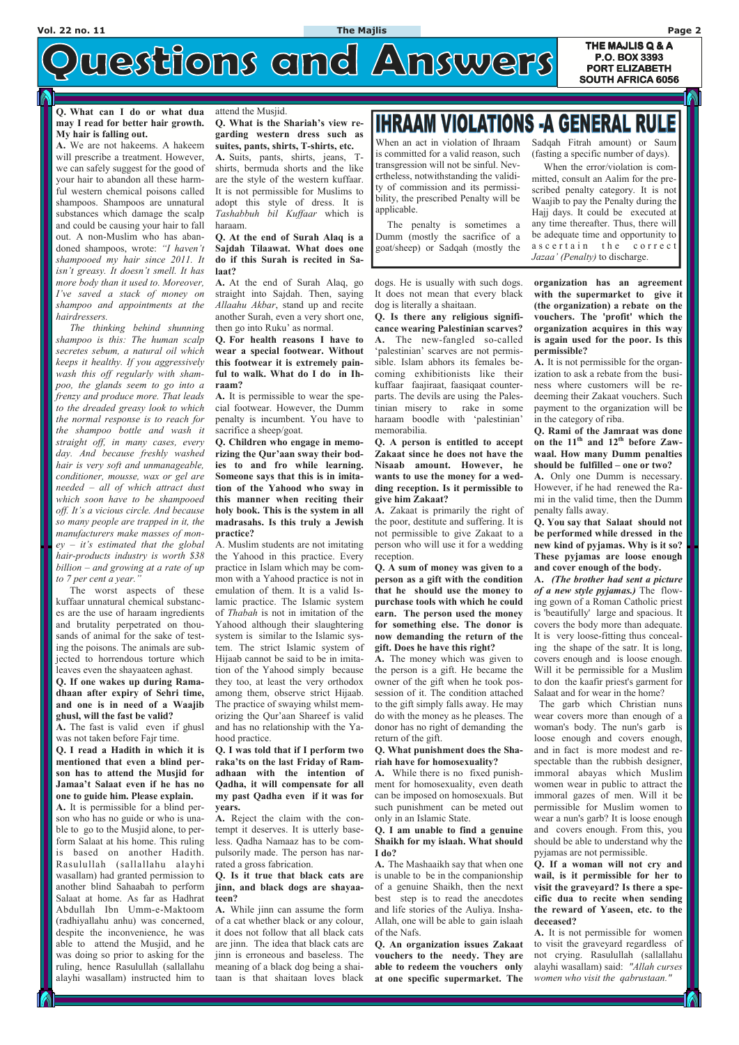# Questions and Answers

THE MAJLIS Q & A
P.O. BOX 3393
PORT ELIZABETH
SOUTH AFRICA 6056

**Q. What can I do or what dua may I read for better hair growth. My hair is falling out.**

**A.** We are not hakeems. A hakeem will prescribe a treatment. However, we can safely suggest for the good of your hair to abandon all these harmful western chemical poisons called shampoos. Shampoos are unnatural substances which damage the scalp and could be causing your hair to fall out. A non-Muslim who has abandoned shampoos, wrote: *"I haven't shampooed my hair since 2011. It isn't greasy. It doesn't smell. It has more body than it used to. Moreover, I've saved a stack of money on shampoo and appointments at the hairdressers.*

*The thinking behind shunning shampoo is this: The human scalp secretes sebum, a natural oil which keeps it healthy. If you aggressively wash this off regularly with shampoo, the glands seem to go into a frenzy and produce more. That leads to the dreaded greasy look to which the normal response is to reach for the shampoo bottle and wash it straight off, in many cases, every day. And because freshly washed hair is very soft and unmanageable, conditioner, mousse, wax or gel are needed – all of which attract dust which soon have to be shampooed off. It's a vicious circle. And because so many people are trapped in it, the manufacturers make masses of money – it's estimated that the global hair-products industry is worth $38 billion – and growing at a rate of up to 7 per cent a year."*

The worst aspects of these kuffaar unnatural chemical substances are the use of haraam ingredients and brutality perpetrated on thousands of animal for the sake of testing the poisons. The animals are subjected to horrendous torture which leaves even the shayaateen aghast.

**Q. If one wakes up during Ramadhaan after expiry of Sehri time, and one is in need of a Waajib ghusl, will the fast be valid?**

**A.** The fast is valid even if ghusl was not taken before Fajr time.

**Q. I read a Hadith in which it is mentioned that even a blind person has to attend the Musjid for Jamaa't Salaat even if he has no one to guide him. Please explain.**

**A.** It is permissible for a blind person who has no guide or who is unable to go to the Musjid alone, to perform Salaat at his home. This ruling is based on another Hadith. Rasulullah (sallallahu alayhi wasallam) had granted permission to another blind Sahaabah to perform Salaat at home. As far as Hadhrat Abdullah Ibn Umm-e-Maktoom (radhiyallahu anhu) was concerned, despite the inconvenience, he was able to attend the Musjid, and he was doing so prior to asking for the ruling, hence Rasulullah (sallallahu alayhi wasallam) instructed him to attend the Musjid.

**Q. What is the Shariah's view regarding western dress such as suites, pants, shirts, T-shirts, etc.**

**A.** Suits, pants, shirts, jeans, T-shirts, bermuda shorts and the like are the style of the western kuffaar. It is not permissible for Muslims to adopt this style of dress. It is *Tashabbuh bil Kuffaar* which is haraam.

**Q. At the end of Surah Alaq is a Sajdah Tilaawat. What does one do if this Surah is recited in Salaat?**

**A.** At the end of Surah Alaq, go straight into Sajdah. Then, saying *Allaahu Akbar*, stand up and recite another Surah, even a very short one, then go into Ruku' as normal.

**Q. For health reasons I have to wear a special footwear. Without this footwear it is extremely painful to walk. What do I do in Ihraam?**

**A.** It is permissible to wear the special footwear. However, the Dumm penalty is incumbent. You have to sacrifice a sheep/goat.

**Q. Children who engage in memorizing the Qur'aan sway their bodies to and fro while learning. Someone says that this is in imitation of the Yahood who sway in this manner when reciting their holy book. This is the system in all madrasahs. Is this truly a Jewish practice?**

A. Muslim students are not imitating the Yahood in this practice. Every practice in Islam which may be common with a Yahood practice is not in emulation of them. It is a valid Islamic practice. The Islamic system of *Thabah* is not in imitation of the Yahood although their slaughtering system is similar to the Islamic system. The strict Islamic system of Hijaab cannot be said to be in imitation of the Yahood simply because they too, at least the very orthodox among them, observe strict Hijaab. The practice of swaying whilst memorizing the Qur'aan Shareef is valid and has no relationship with the Yahood practice.

**Q. I was told that if I perform two raka'ts on the last Friday of Ramadhaan with the intention of Qadha, it will compensate for all my past Qadha even if it was for years.**

**A.** Reject the claim with the contempt it deserves. It is utterly baseless. Qadha Namaaz has to be compulsorily made. The person has narrated a gross fabrication.

**Q. Is it true that black cats are jinn, and black dogs are shayaateen?**

**A.** While jinn can assume the form of a cat whether black or any colour, it does not follow that all black cats are jinn. The idea that black cats are jinn is erroneous and baseless. The meaning of a black dog being a shaitaan is that shaitaan loves black dogs. He is usually with such dogs. It does not mean that every black dog is literally a shaitaan.

**Q. Is there any religious significance wearing Palestinian scarves?**

**A.** The new-fangled so-called 'palestinian' scarves are not permissible. Islam abhors its females becoming exhibitionists like their kuffaar faajiraat, faasiqaat counterparts. The devils are using the Palestinian misery to rake in some haraam boodle with 'palestinian' memorabilia.

**Q. A person is entitled to accept Zakaat since he does not have the Nisaab amount. However, he wants to use the money for a wedding reception. Is it permissible to give him Zakaat?**

**A.** Zakaat is primarily the right of the poor, destitute and suffering. It is not permissible to give Zakaat to a person who will use it for a wedding reception.

**Q. A sum of money was given to a person as a gift with the condition that he should use the money to purchase tools with which he could earn. The person used the money for something else. The donor is now demanding the return of the gift. Does he have this right?**

**A.** The money which was given to the person is a gift. He became the owner of the gift when he took possession of it. The condition attached to the gift simply falls away. He may do with the money as he pleases. The donor has no right of demanding the return of the gift.

**Q. What punishment does the Shariah have for homosexuality?**

**A.** While there is no fixed punishment for homosexuality, even death can be imposed on homosexuals. But such punishment can be meted out only in an Islamic State.

**Q. I am unable to find a genuine Shaikh for my islaah. What should I do?**

**A.** The Mashaaikh say that when one is unable to be in the companionship of a genuine Shaikh, then the next best step is to read the anecdotes and life stories of the Auliya. Insha-Allah, one will be able to gain islaah of the Nafs.

**Q. An organization issues Zakaat vouchers to the needy. They are able to redeem the vouchers only at one specific supermarket. The organization has an agreement with the supermarket to give it (the organization) a rebate on the vouchers. The 'profit' which the organization acquires in this way is again used for the poor. Is this permissible?**

**A.** It is not permissible for the organization to ask a rebate from the business where customers will be redeeming their Zakaat vouchers. Such payment to the organization will be in the category of riba.

**Q. Rami of the Jamraat was done on the 11th and 12th before Zawwaal. How many Dumm penalties should be fulfilled – one or two?**

**A.** Only one Dumm is necessary. However, if he had renewed the Rami in the valid time, then the Dumm penalty falls away.

**Q. You say that Salaat should not be performed while dressed in the new kind of pyjamas. Why is it so? These pyjamas are loose enough and cover enough of the body.**

**A.** *(The brother had sent a picture of a new style pyjamas.)* The flowing gown of a Roman Catholic priest is 'beautifully' large and spacious. It covers the body more than adequate. It is very loose-fitting thus concealing the shape of the satr. It is long, covers enough and is loose enough. Will it be permissible for a Muslim to don the kaafir priest's garment for Salaat and for wear in the home?

The garb which Christian nuns wear covers more than enough of a woman's body. The nun's garb is loose enough and covers enough, and in fact is more modest and respectable than the rubbish designer, immoral abayas which Muslim women wear in public to attract the immoral gazes of men. Will it be permissible for Muslim women to wear a nun's garb? It is loose enough and covers enough. From this, you should be able to understand why the pyjamas are not permissible.

**Q. If a woman will not cry and wail, is it permissible for her to visit the graveyard? Is there a specific dua to recite when sending the reward of Yaseen, etc. to the deceased?**

**A.** It is not permissible for women to visit the graveyard regardless of not crying. Rasulullah (sallallahu alayhi wasallam) said: *"Allah curses women who visit the qabrustaan."*

## IHRAAM VIOLATIONS - A GENERAL RULE

When an act in violation of Ihraam is committed for a valid reason, such transgression will not be sinful. Nevertheless, notwithstanding the validity of commission and its permissibility, the prescribed Penalty will be applicable.

The penalty is sometimes a Dumm (mostly the sacrifice of a goat/sheep) or Sadqah (mostly the Sadqah Fitrah amount) or Saum (fasting a specific number of days).

When the error/violation is committed, consult an Aalim for the prescribed penalty category. It is not Waajib to pay the Penalty during the Hajj days. It could be executed at any time thereafter. Thus, there will be adequate time and opportunity to ascertain the correct *Jazaa' (Penalty)* to discharge.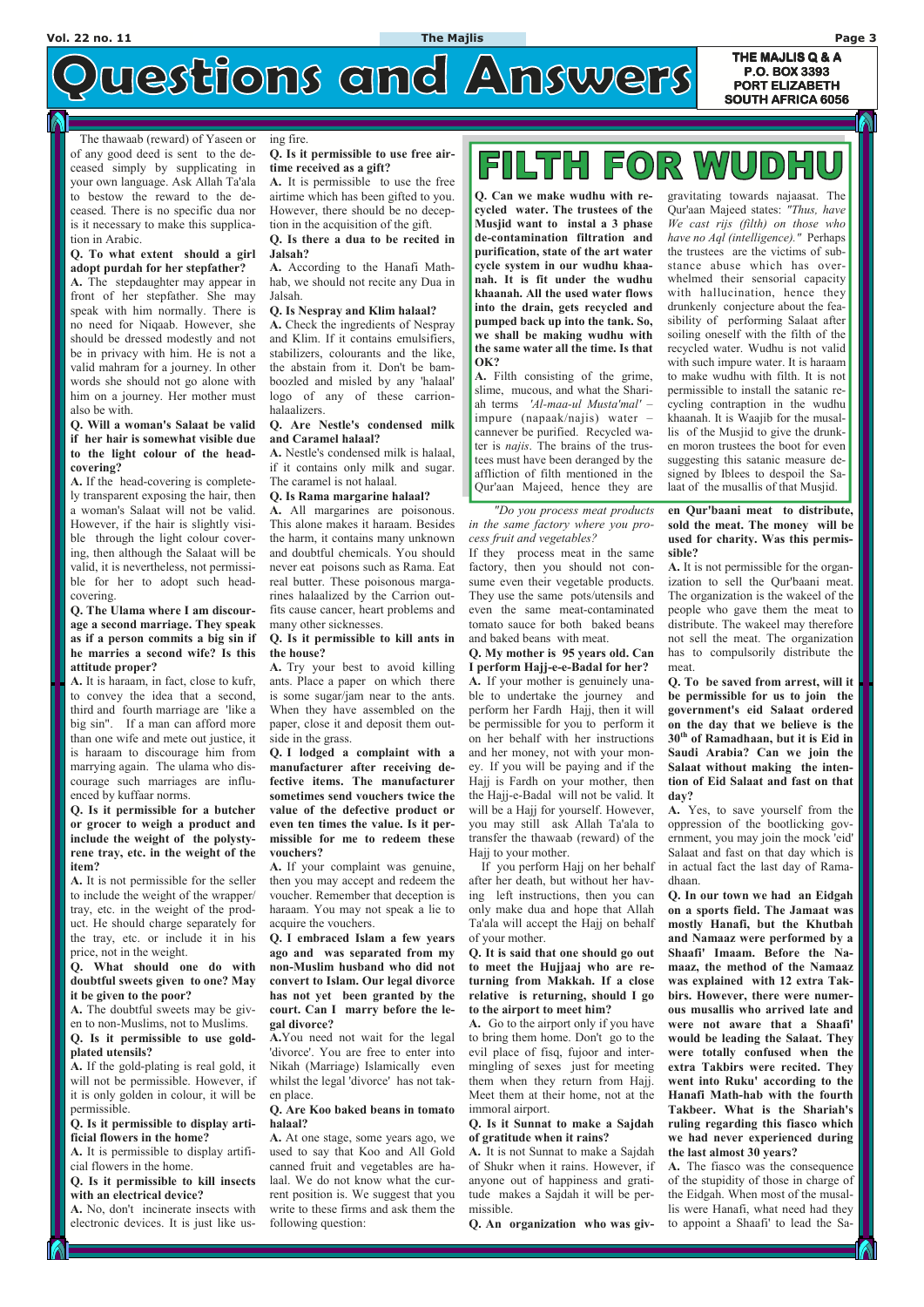# Questions and Answers

THE MAJLIS Q & A
P.O. BOX 3393
PORT ELIZABETH
SOUTH AFRICA 6056

The thawaab (reward) of Yaseen or of any good deed is sent to the deceased simply by supplicating in your own language. Ask Allah Ta'ala to bestow the reward to the deceased. There is no specific dua nor is it necessary to make this supplication in Arabic.

**Q. To what extent should a girl adopt purdah for her stepfather?**

**A.** The stepdaughter may appear in front of her stepfather. She may speak with him normally. There is no need for Niqaab. However, she should be dressed modestly and not be in privacy with him. He is not a valid mahram for a journey. In other words she should not go alone with him on a journey. Her mother must also be with.

**Q. Will a woman's Salaat be valid if her hair is somewhat visible due to the light colour of the head-covering?**

**A.** If the head-covering is completely transparent exposing the hair, then a woman's Salaat will not be valid. However, if the hair is slightly visible through the light colour covering, then although the Salaat will be valid, it is nevertheless, not permissible for her to adopt such head-covering.

**Q. The Ulama where I am discourage a second marriage. They speak as if a person commits a big sin if he marries a second wife? Is this attitude proper?**

**A.** It is haraam, in fact, close to kufr, to convey the idea that a second, third and fourth marriage are 'like a big sin". If a man can afford more than one wife and mete out justice, it is haraam to discourage him from marrying again. The ulama who discourage such marriages are influenced by kuffaar norms.

**Q. Is it permissible for a butcher or grocer to weigh a product and include the weight of the polystyrene tray, etc. in the weight of the item?**

**A.** It is not permissible for the seller to include the weight of the wrapper/tray, etc. in the weight of the product. He should charge separately for the tray, etc. or include it in his price, not in the weight.

**Q. What should one do with doubtful sweets given to one? May it be given to the poor?**

**A.** The doubtful sweets may be given to non-Muslims, not to Muslims.

**Q. Is it permissible to use gold-plated utensils?**

**A.** If the gold-plating is real gold, it will not be permissible. However, if it is only golden in colour, it will be permissible.

**Q. Is it permissible to display artificial flowers in the home?**

**A.** It is permissible to display artificial flowers in the home.

**Q. Is it permissible to kill insects with an electrical device?**

**A.** No, don't incinerate insects with electronic devices. It is just like using fire.

**Q. Is it permissible to use free airtime received as a gift?**

**A.** It is permissible to use the free airtime which has been gifted to you. However, there should be no deception in the acquisition of the gift.

**Q. Is there a dua to be recited in Jalsah?**

**A.** According to the Hanafi Mathhab, we should not recite any Dua in Jalsah.

**Q. Is Nespray and Klim halaal?**

**A.** Check the ingredients of Nespray and Klim. If it contains emulsifiers, stabilizers, colourants and the like, then the abstain from it. Don't be bamboozled and misled by any 'halaal' logo of any of these carrion-halaalizers.

**Q. Are Nestle's condensed milk and Caramel halaal?**

**A.** Nestle's condensed milk is halaal, if it contains only milk and sugar. The caramel is not halaal.

**Q. Is Rama margarine halaal?**

**A.** All margarines are poisonous. This alone makes it haraam. Besides the harm, it contains many unknown and doubtful chemicals. You should never eat poisons such as Rama. Eat real butter. These poisonous margarines halaalized by the Carrion outfits cause cancer, heart problems and many other sicknesses.

**Q. Is it permissible to kill ants in the house?**

**A.** Try your best to avoid killing ants. Place a paper on which there is some sugar/jam near to the ants. When they have assembled on the paper, close it and deposit them outside in the grass.

**Q. I lodged a complaint with a manufacturer after receiving defective items. The manufacturer sometimes send vouchers twice the value of the defective product or even ten times the value. Is it permissible for me to redeem these vouchers?**

**A.** If your complaint was genuine, then you may accept and redeem the voucher. Remember that deception is haraam. You may not speak a lie to acquire the vouchers.

**Q. I embraced Islam a few years ago and was separated from my non-Muslim husband who did not convert to Islam. Our legal divorce has not yet been granted by the court. Can I marry before the legal divorce?**

**A.** You need not wait for the legal 'divorce'. You are free to enter into Nikah (Marriage) Islamically even whilst the legal 'divorce' has not taken place.

**Q. Are Koo baked beans in tomato halaal?**

**A.** At one stage, some years ago, we used to say that Koo and All Gold canned fruit and vegetables are halaal. We do not know what the current position is. We suggest that you write to these firms and ask them the following question:

*"Do you process meat products in the same factory where you process fruit and vegetables?*

If they process meat in the same factory, then you should not consume even their vegetable products. They use the same pots/utensils and even the same meat-contaminated tomato sauce for both baked beans and baked beans with meat.

**Q. My mother is 95 years old. Can I perform Hajj-e-e-Badal for her?**

**A.** If your mother is genuinely unable to undertake the journey and perform her Fardh Hajj, then it will be permissible for you to perform it on her behalf with her instructions and her money, not with your money. If you will be paying and if the Hajj is Fardh on your mother, then the Hajj-e-Badal will not be valid. It will be a Hajj for yourself. However, you may still ask Allah Ta'ala to transfer the thawaab (reward) of the Hajj to your mother.

If you perform Hajj on her behalf after her death, but without her having left instructions, then you can only make dua and hope that Allah Ta'ala will accept the Hajj on behalf of your mother.

**Q. It is said that one should go out to meet the Hujjaaj who are returning from Makkah. If a close relative is returning, should I go to the airport to meet him?**

**A.** Go to the airport only if you have to bring them home. Don't go to the evil place of fisq, fujoor and intermingling of sexes just for meeting them when they return from Hajj. Meet them at their home, not at the immoral airport.

**Q. Is it Sunnat to make a Sajdah of gratitude when it rains?**

**A.** It is not Sunnat to make a Sajdah of Shukr when it rains. However, if anyone out of happiness and gratitude makes a Sajdah it will be permissible.

**Q. An organization who was given Qur'baani meat to distribute, sold the meat. The money will be used for charity. Was this permissible?**

**A.** It is not permissible for the organization to sell the Qur'baani meat. The organization is the wakeel of the people who gave them the meat to distribute. The wakeel may therefore not sell the meat. The organization has to compulsorily distribute the meat.

**Q. To be saved from arrest, will it be permissible for us to join the government's eid Salaat ordered on the day that we believe is the 30[th] of Ramadhaan, but it is Eid in Saudi Arabia? Can we join the Salaat without making the intention of Eid Salaat and fast on that day?**

**A.** Yes, to save yourself from the oppression of the bootlicking government, you may join the mock 'eid' Salaat and fast on that day which is in actual fact the last day of Ramadhaan.

**Q. In our town we had an Eidgah on a sports field. The Jamaat was mostly Hanafi, but the Khutbah and Namaaz were performed by a Shaafi' Imaam. Before the Namaaz, the method of the Namaaz was explained with 12 extra Takbirs. However, there were numerous musallis who arrived late and were not aware that a Shaafi' would be leading the Salaat. They were totally confused when the extra Takbirs were recited. They went into Ruku' according to the Hanafi Math-hab with the fourth Takbeer. What is the Shariah's ruling regarding this fiasco which we had never experienced during the last almost 30 years?**

**A.** The fiasco was the consequence of the stupidity of those in charge of the Eidgah. When most of the musallis were Hanafi, what need had they to appoint a Shaafi' to lead the Sa-

## FILTH FOR WUDHU

**Q. Can we make wudhu with recycled water. The trustees of the Musjid want to instal a 3 phase de-contamination filtration and purification, state of the art water cycle system in our wudhu khaanah. It is fit under the wudhu khaanah. All the used water flows into the drain, gets recycled and pumped back up into the tank. So, we shall be making wudhu with the same water all the time. Is that OK?**

**A.** Filth consisting of the grime, slime, mucous, and what the Shariah terms *'Al-maa-ul Musta'mal'* – impure (napaak/najis) water – cannever be purified. Recycled water is *najis*. The brains of the trustees must have been deranged by the affliction of filth mentioned in the Qur'aan Majeed, hence they are gravitating towards najaasat. The Qur'aan Majeed states: *"Thus, have We cast rijs (filth) on those who have no Aql (intelligence)."* Perhaps the trustees are the victims of substance abuse which has overwhelmed their sensorial capacity with hallucination, hence they drunkenly conjecture about the feasibility of performing Salaat after soiling oneself with the filth of the recycled water. Wudhu is not valid with such impure water. It is haraam to make wudhu with filth. It is not permissible to install the satanic recycling contraption in the wudhu khaanah. It is Waajib for the musallis of the Musjid to give the drunken moron trustees the boot for even suggesting this satanic measure designed by Iblees to despoil the Salaat of the musallis of that Musjid.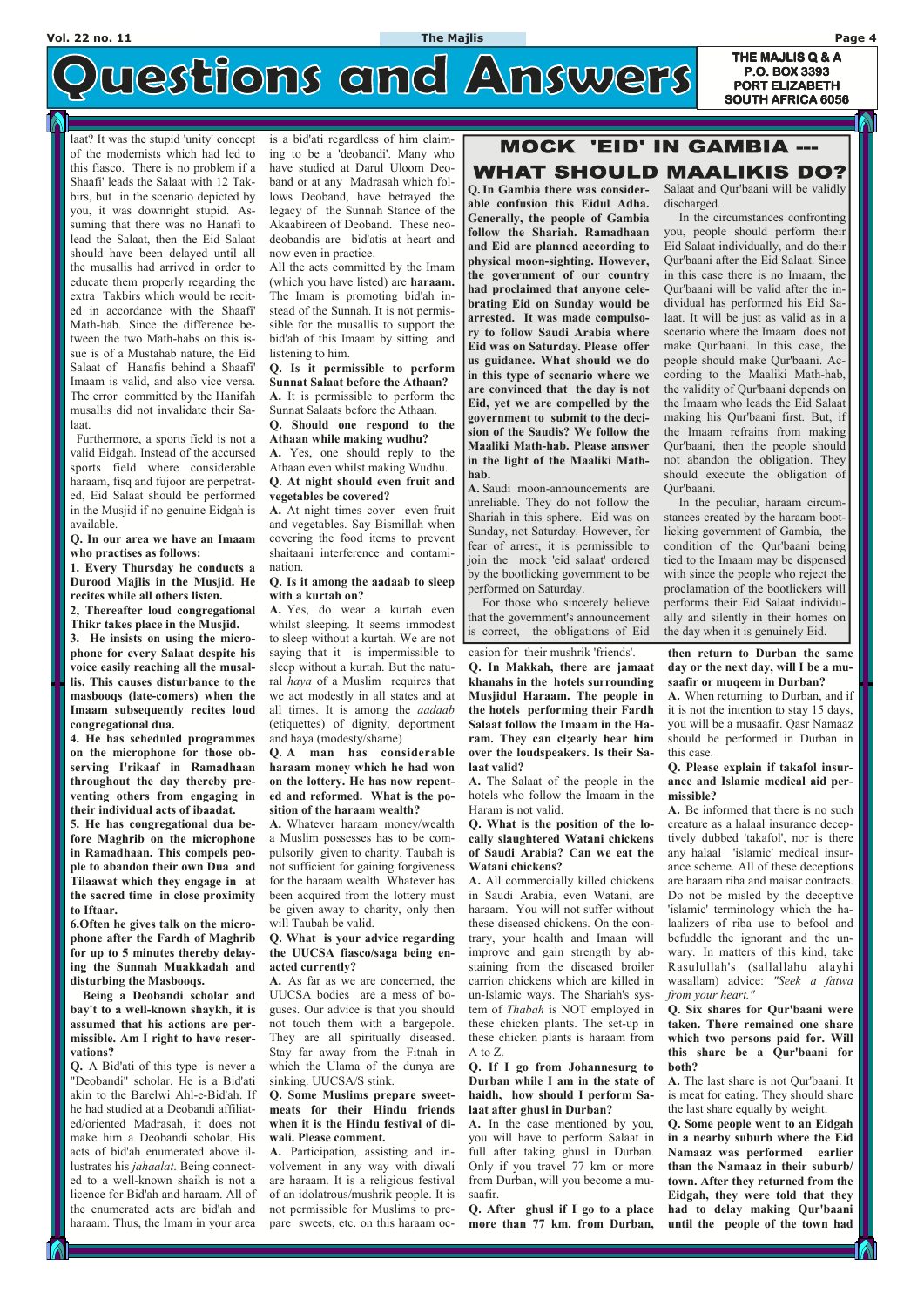# Questions and Answers

THE MAJLIS Q & A
P.O. BOX 3393
PORT ELIZABETH
SOUTH AFRICA 6056

laat? It was the stupid 'unity' concept of the modernists which had led to this fiasco. There is no problem if a Shaafi' leads the Salaat with 12 Takbirs, but in the scenario depicted by you, it was downright stupid. Assuming that there was no Hanafi to lead the Salaat, then the Eid Salaat should have been delayed until all the musallis had arrived in order to educate them properly regarding the extra Takbirs which would be recited in accordance with the Shaafi' Math-hab. Since the difference between the two Math-habs on this issue is of a Mustahab nature, the Eid Salaat of Hanafis behind a Shaafi' Imaam is valid, and also vice versa. The error committed by the Hanifah musallis did not invalidate their Salaat.

Furthermore, a sports field is not a valid Eidgah. Instead of the accursed sports field where considerable haraam, fisq and fujoor are perpetrated, Eid Salaat should be performed in the Musjid if no genuine Eidgah is available.

**Q. In our area we have an Imaam who practises as follows:**

**1. Every Thursday he conducts a Durood Majlis in the Musjid. He recites while all others listen.**

**2, Thereafter loud congregational Thikr takes place in the Musjid.**

**3. He insists on using the microphone for every Salaat despite his voice easily reaching all the musallis. This causes disturbance to the masbooqs (late-comers) when the Imaam subsequently recites loud congregational dua.**

**4. He has scheduled programmes on the microphone for those observing I'rikaaf in Ramadhaan throughout the day thereby preventing others from engaging in their individual acts of ibaadat.**

**5. He has congregational dua before Maghrib on the microphone in Ramadhaan. This compels people to abandon their own Dua and Tilaawat which they engage in at the sacred time in close proximity to Iftaar.**

**6.Often he gives talk on the microphone after the Fardh of Maghrib for up to 5 minutes thereby delaying the Sunnah Muakkadah and disturbing the Masbooqs.**

**Being a Deobandi scholar and bay't to a well-known shaykh, it is assumed that his actions are permissible. Am I right to have reservations?**

**Q.** A Bid'ati of this type is never a "Deobandi" scholar. He is a Bid'ati akin to the Barelwi Ahl-e-Bid'ah. If he had studied at a Deobandi affiliated/oriented Madrasah, it does not make him a Deobandi scholar. His acts of bid'ah enumerated above illustrates his *jahaalat.* Being connected to a well-known shaikh is not a licence for Bid'ah and haraam. All of the enumerated acts are bid'ah and haraam. Thus, the Imam in your area is a bid'ati regardless of him claiming to be a 'deobandi'. Many who have studied at Darul Uloom Deoband or at any Madrasah which follows Deoband, have betrayed the legacy of the Sunnah Stance of the Akaabireen of Deoband. These neodeobandis are bid'atis at heart and now even in practice.

All the acts committed by the Imam (which you have listed) are **haraam.** The Imam is promoting bid'ah instead of the Sunnah. It is not permissible for the musallis to support the bid'ah of this Imaam by sitting and listening to him.

**Q. Is it permissible to perform Sunnat Salaat before the Athaan?**

**A.** It is permissible to perform the Sunnat Salaats before the Athaan.

**Q. Should one respond to the Athaan while making wudhu?**

**A.** Yes, one should reply to the Athaan even whilst making Wudhu.

**Q. At night should even fruit and vegetables be covered?**

**A.** At night times cover even fruit and vegetables. Say Bismillah when covering the food items to prevent shaitaani interference and contamination.

**Q. Is it among the aadaab to sleep with a kurtah on?**

**A.** Yes, do wear a kurtah even whilst sleeping. It seems immodest to sleep without a kurtah. We are not saying that it is impermissible to sleep without a kurtah. But the natural *haya* of a Muslim requires that we act modestly in all states and at all times. It is among the *aadaab* (etiquettes) of dignity, deportment and haya (modesty/shame)

**Q. A man has considerable haraam money which he had won on the lottery. He has now repented and reformed. What is the position of the haraam wealth?**

**A.** Whatever haraam money/wealth a Muslim possesses has to be compulsorily given to charity. Taubah is not sufficient for gaining forgiveness for the haraam wealth. Whatever has been acquired from the lottery must be given away to charity, only then will Taubah be valid.

**Q. What is your advice regarding the UUCSA fiasco/saga being enacted currently?**

**A.** As far as we are concerned, the UUCSA bodies are a mess of boguses. Our advice is that you should not touch them with a bargepole. They are all spiritually diseased. Stay far away from the Fitnah in which the Ulama of the dunya are sinking. UUCSA/S stink.

**Q. Some Muslims prepare sweetmeats for their Hindu friends when it is the Hindu festival of diwali. Please comment.**

**A.** Participation, assisting and involvement in any way with diwali are haraam. It is a religious festival of an idolatrous/mushrik people. It is not permissible for Muslims to prepare sweets, etc. on this haraam occasion for their mushrik 'friends'.

## MOCK 'EID' IN GAMBIA --- WHAT SHOULD MAALIKIS DO?

**Q. In Gambia there was considerable confusion this Eidul Adha. Generally, the people of Gambia follow the Shariah. Ramadhaan and Eid are planned according to physical moon-sighting. However, the government of our country had proclaimed that anyone celebrating Eid on Sunday would be arrested. It was made compulsory to follow Saudi Arabia where Eid was on Saturday. Please offer us guidance. What should we do in this type of scenario where we are convinced that the day is not Eid, yet we are compelled by the government to submit to the decision of the Saudis? We follow the Maaliki Math-hab. Please answer in the light of the Maaliki Math-hab.**

**A.** Saudi moon-announcements are unreliable. They do not follow the Shariah in this sphere. Eid was on Sunday, not Saturday. However, for fear of arrest, it is permissible to join the mock 'eid salaat' ordered by the bootlicking government to be performed on Saturday.

For those who sincerely believe that the government's announcement is correct, the obligations of Eid Salaat and Qur'baani will be validly discharged.

In the circumstances confronting you, people should perform their Eid Salaat individually, and do their Qur'baani after the Eid Salaat. Since in this case there is no Imaam, the Qur'baani will be valid after the individual has performed his Eid Salaat. It will be just as valid as in a scenario where the Imaam does not make Qur'baani. In this case, the people should make Qur'baani. According to the Maaliki Math-hab, the validity of Qur'baani depends on the Imaam who leads the Eid Salaat making his Qur'baani first. But, if the Imaam refrains from making Qur'baani, then the people should not abandon the obligation. They should execute the obligation of Qur'baani.

In the peculiar, haraam circumstances created by the haraam bootlicking government of Gambia, the condition of the Qur'baani being tied to the Imaam may be dispensed with since the people who reject the proclamation of the bootlickers will performs their Eid Salaat individually and silently in their homes on the day when it is genuinely Eid.

**Q. In Makkah, there are jamaat khanahs in the hotels surrounding Musjidul Haraam. The people in the hotels performing their Fardh Salaat follow the Imaam in the Haram. They can cl;early hear him over the loudspeakers. Is their Salaat valid?**

**A.** The Salaat of the people in the hotels who follow the Imaam in the Haram is not valid.

**Q. What is the position of the locally slaughtered Watani chickens of Saudi Arabia? Can we eat the Watani chickens?**

**A.** All commercially killed chickens in Saudi Arabia, even Watani, are haraam. You will not suffer without these diseased chickens. On the contrary, your health and Imaan will improve and gain strength by abstaining from the diseased broiler carrion chickens which are killed in un-Islamic ways. The Shariah's system of *Thabah* is NOT employed in these chicken plants. The set-up in these chicken plants is haraam from A to Z.

**Q. If I go from Johannesurg to Durban while I am in the state of haidh, how should I perform Salaat after ghusl in Durban?**

**A.** In the case mentioned by you, you will have to perform Salaat in full after taking ghusl in Durban. Only if you travel 77 km or more from Durban, will you become a musaafir.

**Q. After ghusl if I go to a place more than 77 km. from Durban, then return to Durban the same day or the next day, will I be a musaafir or muqeem in Durban?**

**A.** When returning to Durban, and if it is not the intention to stay 15 days, you will be a musaafir. Qasr Namaaz should be performed in Durban in this case.

**Q. Please explain if takafol insurance and Islamic medical aid permissible?**

**A.** Be informed that there is no such creature as a halaal insurance deceptively dubbed 'takafol', nor is there any halaal 'islamic' medical insurance scheme. All of these deceptions are haraam riba and maisar contracts. Do not be misled by the deceptive 'islamic' terminology which the halaalizers of riba use to befool and befuddle the ignorant and the unwary. In matters of this kind, take Rasulullah's (sallallahu alayhi wasallam) advice: *"Seek a fatwa from your heart."*

**Q. Six shares for Qur'baani were taken. There remained one share which two persons paid for. Will this share be a Qur'baani for both?**

**A.** The last share is not Qur'baani. It is meat for eating. They should share the last share equally by weight.

**Q. Some people went to an Eidgah in a nearby suburb where the Eid Namaaz was performed earlier than the Namaaz in their suburb/town. After they returned from the Eidgah, they were told that they had to delay making Qur'baani until the people of the town had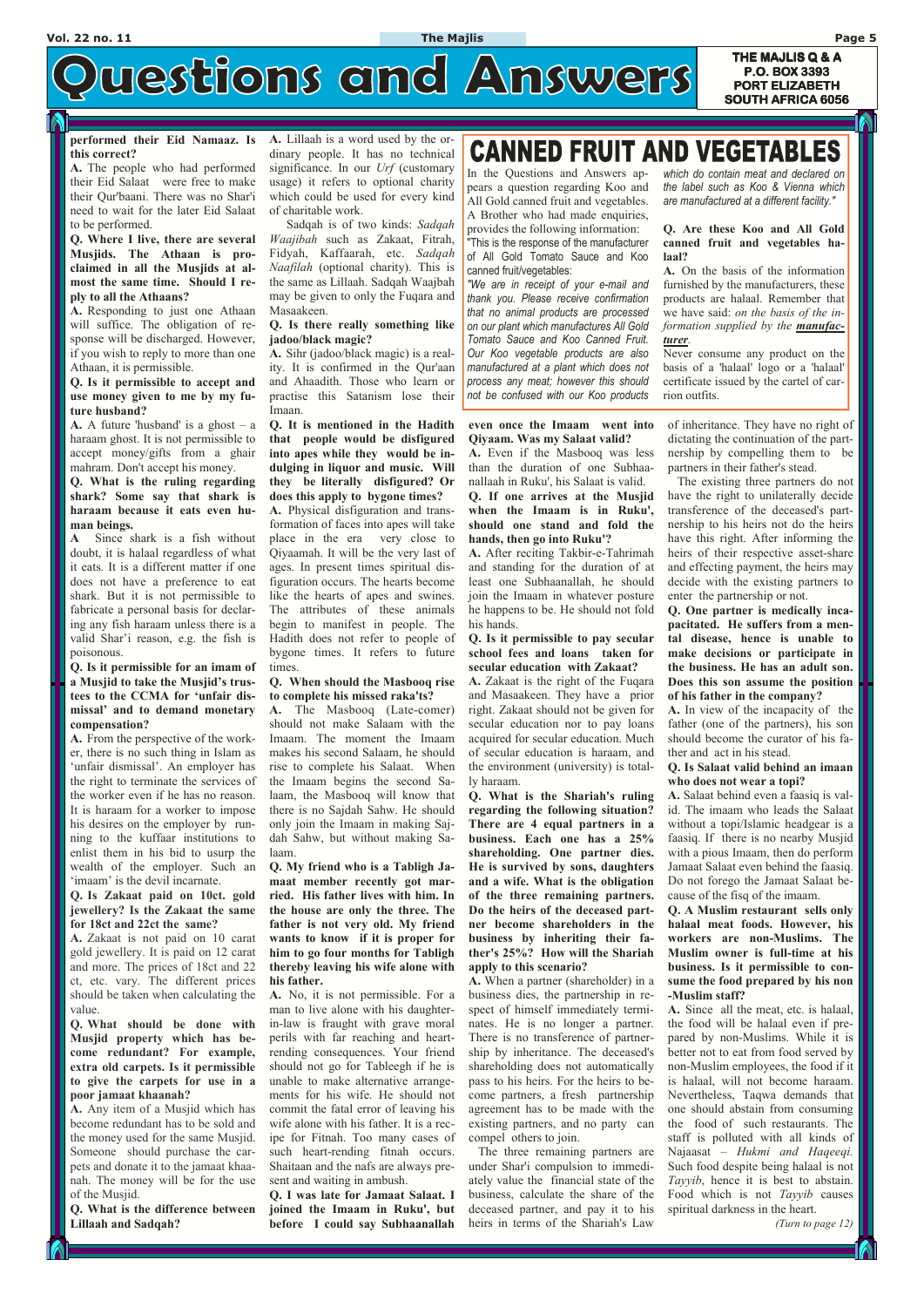# Questions and Answers

THE MAJLIS Q & A
P.O. BOX 3393
PORT ELIZABETH
SOUTH AFRICA 6056

**performed their Eid Namaaz. Is this correct?**

**A.** The people who had performed their Eid Salaat were free to make their Qur'baani. There was no Shar'i need to wait for the later Eid Salaat to be performed.

**Q. Where I live, there are several Musjids. The Athaan is proclaimed in all the Musjids at almost the same time. Should I reply to all the Athaans?**

**A.** Responding to just one Athaan will suffice. The obligation of response will be discharged. However, if you wish to reply to more than one Athaan, it is permissible.

**Q. Is it permissible to accept and use money given to me by my future husband?**

**A.** A future 'husband' is a ghost – a haraam ghost. It is not permissible to accept money/gifts from a ghair mahram. Don't accept his money.

**Q. What is the ruling regarding shark? Some say that shark is haraam because it eats even human beings.**

**A** Since shark is a fish without doubt, it is halaal regardless of what it eats. It is a different matter if one does not have a preference to eat shark. But it is not permissible to fabricate a personal basis for declaring any fish haraam unless there is a valid Shar'i reason, e.g. the fish is poisonous.

**Q. Is it permissible for an imam of a Musjid to take the Musjid's trustees to the CCMA for 'unfair dismissal' and to demand monetary compensation?**

**A.** From the perspective of the worker, there is no such thing in Islam as 'unfair dismissal'. An employer has the right to terminate the services of the worker even if he has no reason. It is haraam for a worker to impose his desires on the employer by running to the kuffaar institutions to enlist them in his bid to usurp the wealth of the employer. Such an 'imaam' is the devil incarnate.

**Q. Is Zakaat paid on 10ct. gold jewellery? Is the Zakaat the same for 18ct and 22ct the same?**

**A.** Zakaat is not paid on 10 carat gold jewellery. It is paid on 12 carat and more. The prices of 18ct and 22 ct, etc. vary. The different prices should be taken when calculating the value.

**Q. What should be done with Musjid property which has become redundant? For example, extra old carpets. Is it permissible to give the carpets for use in a poor jamaat khaanah?**

**A.** Any item of a Musjid which has become redundant has to be sold and the money used for the same Musjid. Someone should purchase the carpets and donate it to the jamaat khaanah. The money will be for the use of the Musjid.

**Q. What is the difference between Lillaah and Sadqah?**

**A.** Lillaah is a word used by the ordinary people. It has no technical significance. In our *Urf* (customary usage) it refers to optional charity which could be used for every kind of charitable work.

Sadqah is of two kinds: *Sadqah Waajibah* such as Zakaat, Fitrah, Fidyah, Kaffaarah, etc. *Sadqah Naafilah* (optional charity). This is the same as Lillaah. Sadqah Waajbah may be given to only the Fuqara and Masaakeen.

**Q. Is there really something like jadoo/black magic?**

**A.** Sihr (jadoo/black magic) is a reality. It is confirmed in the Qur'aan and Ahaadith. Those who learn or practise this Satanism lose their Imaan.

**Q. It is mentioned in the Hadith that people would be disfigured into apes while they would be indulging in liquor and music. Will they be literally disfigured? Or does this apply to bygone times?**

**A.** Physical disfiguration and transformation of faces into apes will take place in the era very close to Qiyaamah. It will be the very last of ages. In present times spiritual disfiguration occurs. The hearts become like the hearts of apes and swines. The attributes of these animals begin to manifest in people. The Hadith does not refer to people of bygone times. It refers to future times.

**Q. When should the Masbooq rise to complete his missed raka'ts?**

**A.** The Masbooq (Late-comer) should not make Salaam with the Imaam. The moment the Imaam makes his second Salaam, he should rise to complete his Salaat. When the Imaam begins the second Salaam, the Masbooq will know that there is no Sajdah Sahw. He should only join the Imaam in making Sajdah Sahw, but without making Salaam.

**Q. My friend who is a Tabligh Jamaat member recently got married. His father lives with him. In the house are only the three. The father is not very old. My friend wants to know if it is proper for him to go four months for Tabligh thereby leaving his wife alone with his father.**

**A.** No, it is not permissible. For a man to live alone with his daughter-in-law is fraught with grave moral perils with far reaching and heart-rending consequences. Your friend should not go for Tableegh if he is unable to make alternative arrangements for his wife. He should not commit the fatal error of leaving his wife alone with his father. It is a recipe for Fitnah. Too many cases of such heart-rending fitnah occurs. Shaitaan and the nafs are always present and waiting in ambush.

**Q. I was late for Jamaat Salaat. I joined the Imaam in Ruku', but before I could say Subhaanallah even once the Imaam went into Qiyaam. Was my Salaat valid?**

**A.** Even if the Masbooq was less than the duration of one Subhaanallaah in Ruku', his Salaat is valid.

**Q. If one arrives at the Musjid when the Imaam is in Ruku', should one stand and fold the hands, then go into Ruku'?**

**A.** After reciting Takbir-e-Tahrimah and standing for the duration of at least one Subhaanallah, he should join the Imaam in whatever posture he happens to be. He should not fold his hands.

**Q. Is it permissible to pay secular school fees and loans taken for secular education with Zakaat?**

**A.** Zakaat is the right of the Fuqara and Masaakeen. They have a prior right. Zakaat should not be given for secular education nor to pay loans acquired for secular education. Much of secular education is haraam, and the environment (university) is totally haraam.

**Q. What is the Shariah's ruling regarding the following situation? There are 4 equal partners in a business. Each one has a 25% shareholding. One partner dies. He is survived by sons, daughters and a wife. What is the obligation of the three remaining partners. Do the heirs of the deceased partner become shareholders in the business by inheriting their father's 25%? How will the Shariah apply to this scenario?**

**A.** When a partner (shareholder) in a business dies, the partnership in respect of himself immediately terminates. He is no longer a partner. There is no transference of partnership by inheritance. The deceased's shareholding does not automatically pass to his heirs. For the heirs to become partners, a fresh partnership agreement has to be made with the existing partners, and no party can compel others to join.

The three remaining partners are under Shar'i compulsion to immediately value the financial state of the business, calculate the share of the deceased partner, and pay it to his heirs in terms of the Shariah's Law of inheritance. They have no right of dictating the continuation of the partnership by compelling them to be partners in their father's stead.

The existing three partners do not have the right to unilaterally decide transference of the deceased's partnership to his heirs not do the heirs have this right. After informing the heirs of their respective asset-share and effecting payment, the heirs may decide with the existing partners to enter the partnership or not.

**Q. One partner is medically incapacitated. He suffers from a mental disease, hence is unable to make decisions or participate in the business. He has an adult son. Does this son assume the position of his father in the company?**

**A.** In view of the incapacity of the father (one of the partners), his son should become the curator of his father and act in his stead.

**Q. Is Salaat valid behind an imaan who does not wear a topi?**

**A.** Salaat behind even a faasiq is valid. The imaam who leads the Salaat without a topi/Islamic headgear is a faasiq. If there is no nearby Musjid with a pious Imaam, then do perform Jamaat Salaat even behind the faasiq. Do not forego the Jamaat Salaat because of the fisq of the imaam.

**Q. A Muslim restaurant sells only halaal meat foods. However, his workers are non-Muslims. The Muslim owner is full-time at his business. Is it permissible to consume the food prepared by his non-Muslim staff?**

**A.** Since all the meat, etc. is halaal, the food will be halaal even if prepared by non-Muslims. While it is better not to eat from food served by non-Muslim employees, the food if it is halaal, will not become haraam. Nevertheless, Taqwa demands that one should abstain from consuming the food of such restaurants. The staff is polluted with all kinds of Najaasat – *Hukmi and Haqeeqi*. Such food despite being halaal is not *Tayyib*, hence it is best to abstain. Food which is not *Tayyib* causes spiritual darkness in the heart.

*(Turn to page 12)*

## CANNED FRUIT AND VEGETABLES

In the Questions and Answers appears a question regarding Koo and All Gold canned fruit and vegetables. A Brother who had made enquiries, provides the following information:

"This is the response of the manufacturer of All Gold Tomato Sauce and Koo canned fruit/vegetables:

*"We are in receipt of your e-mail and thank you. Please receive confirmation that no animal products are processed on our plant which manufactures All Gold Tomato Sauce and Koo Canned Fruit. Our Koo vegetable products are also manufactured at a plant which does not process any meat; however this should not be confused with our Koo products which do contain meat and declared on the label such as Koo & Vienna which are manufactured at a different facility."*

**Q. Are these Koo and All Gold canned fruit and vegetables halaal?**

**A.** On the basis of the information furnished by the manufacturers, these products are halaal. Remember that we have said: *on the basis of the information supplied by the **manufacturer**.*

Never consume any product on the basis of a 'halaal' logo or a 'halaal' certificate issued by the cartel of carrion outfits.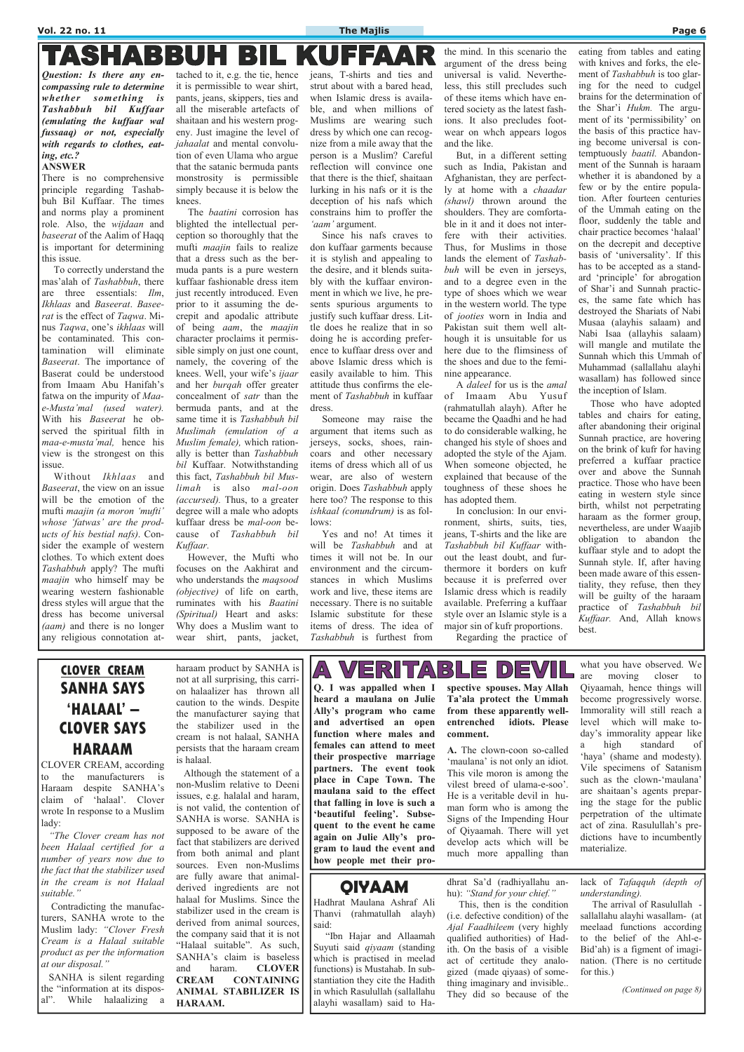# TASHABBUH BIL KUFFAAR

***Question: Is there any encompassing rule to determine whether something is Tashabbuh bil Kuffaar (emulating the kuffaar wal fussaaq) or not, especially with regards to clothes, eating, etc.?***

**ANSWER**

There is no comprehensive principle regarding Tashabbuh Bil Kuffaar. The times and norms play a prominent role. Also, the *wijdaan* and *baseerat* of the Aalim of Haqq is important for determining this issue.

To correctly understand the mas'alah of *Tashabbuh*, there are three essentials: *Ilm*, *Ikhlaas* and *Baseerat*. *Baseerat* is the effect of *Taqwa*. Minus *Taqwa*, one's *ikhlaas* will be contaminated. This contamination will eliminate *Baseerat*. The importance of Baserat could be understood from Imaam Abu Hanifah's fatwa on the impurity of *Maa-e-Musta'mal (used water).* With his *Baseerat* he observed the spiritual filth in *maa-e-musta'mal,* hence his view is the strongest on this issue.

Without *Ikhlaas* and *Baseerat*, the view on an issue will be the emotion of the mufti *maajin (a moron 'mufti' whose 'fatwas' are the products of his bestial nafs)*. Consider the example of western clothes. To which extent does *Tashabbuh* apply? The mufti *maajin* who himself may be wearing western fashionable dress styles will argue that the dress has become universal *(aam)* and there is no longer any religious connotation attached to it, e.g. the tie, hence it is permissible to wear shirt, pants, jeans, skippers, ties and all the miserable artefacts of shaitaan and his western progeny. Just imagine the level of *jahaalat* and mental convolution of even Ulama who argue that the satanic bermuda pants monstrosity is permissible simply because it is below the knees.

The *baatini* corrosion has blighted the intellectual perception so thoroughly that the mufti *maajin* fails to realize that a dress such as the bermuda pants is a pure western kuffaar fashionable dress item just recently introduced. Even prior to it assuming the decrepit and apodalic attribute of being *aam*, the *maajin* character proclaims it permissible simply on just one count, namely, the covering of the knees. Well, your wife's *ijaar* and her *burqah* offer greater concealment of *satr* than the bermuda pants, and at the same time it is *Tashabbuh bil Muslimah (emulation of a Muslim female),* which rationally is better than *Tashabbuh bil* Kuffaar. Notwithstanding this fact, *Tashabbuh bil Muslimah* is also *mal-oon (accursed).* Thus, to a greater degree will a male who adopts kuffaar dress be *mal-oon* because of *Tashabbuh bil Kuffaar.*

However, the Mufti who focuses on the Aakhirat and who understands the *maqsood (objective)* of life on earth, ruminates with his *Baatini (Spiritual)* Heart and asks: Why does a Muslim want to wear shirt, pants, jacket, jeans, T-shirts and ties and strut about with a bared head, when Islamic dress is available, and when millions of Muslims are wearing such dress by which one can recognize from a mile away that the person is a Muslim? Careful reflection will convince one that there is the thief, shaitaan lurking in his nafs or it is the deception of his nafs which constrains him to proffer the *'aam'* argument.

Since his nafs craves to don kuffaar garments because it is stylish and appealing to the desire, and it blends suitably with the kuffaar environment in which we live, he presents spurious arguments to justify such kuffaar dress. Little does he realize that in so doing he is according preference to kuffaar dress over and above Islamic dress which is easily available to him. This attitude thus confirms the element of *Tashabbuh* in kuffaar dress.

Someone may raise the argument that items such as jerseys, socks, shoes, raincoats and other necessary items of dress which all of us wear, are also of western origin. Does *Tashabbuh* apply here too? The response to this *ishkaal (conundrum)* is as follows:

Yes and no! At times it will be *Tashabbuh* and at times it will not be. In our environment and the circumstances in which Muslims work and live, these items are necessary. There is no suitable Islamic substitute for these items of dress. The idea of *Tashabbuh* is furthest from the mind. In this scenario the argument of the dress being universal is valid. Nevertheless, this still precludes such of these items which have entered society as the latest fashions. It also precludes footwear on whch appears logos and the like.

But, in a different setting such as India, Pakistan and Afghanistan, they are perfectly at home with a *chaadar (shawl)* thrown around the shoulders. They are comfortable in it and it does not interfere with their activities. Thus, for Muslims in those lands the element of *Tashabbuh* will be even in jerseys, and to a degree even in the type of shoes which we wear in the western world. The type of *jooties* worn in India and Pakistan suit them well although it is unsuitable for us here due to the flimsiness of the shoes and due to the feminine appearance.

A *daleel* for us is the *amal* of Imaam Abu Yusuf (rahmatullah alayh). After he became the Qaadhi and he had to do considerable walking, he changed his style of shoes and adopted the style of the Ajam. When someone objected, he explained that because of the toughness of these shoes he has adopted them.

In conclusion: In our environment, shirts, suits, ties, jeans, T-shirts and the like are *Tashabbuh bil Kuffaar* without the least doubt, and furthermore it borders on kufr because it is preferred over Islamic dress which is readily available. Preferring a kuffaar style over an Islamic style is a major sin of kufr proportions.

Regarding the practice of eating from tables and eating with knives and forks, the element of *Tashabbuh* is too glaring for the need to cudgel brains for the determination of the Shar'i *Hukm.* The argument of its 'permissibility' on the basis of this practice having become universal is contemptuously *baatil.* Abandonment of the Sunnah is haraam whether it is abandoned by a few or by the entire population. After fourteen centuries of the Ummah eating on the floor, suddenly the table and chair practice becomes 'halaal' on the decrepit and deceptive basis of 'universality'. If this has to be accepted as a standard 'principle' for abrogation of Shar'i and Sunnah practices, the same fate which has destroyed the Shariats of Nabi Musaa (alayhis salaam) and Nabi Isaa (allayhis salaam) will mangle and mutilate the Sunnah which this Ummah of Muhammad (sallallahu alayhi wasallam) has followed since the inception of Islam.

Those who have adopted tables and chairs for eating, after abandoning their original Sunnah practice, are hovering on the brink of kufr for having preferred a kuffaar practice over and above the Sunnah practice. Those who have been eating in western style since birth, whilst not perpetrating haraam as the former group, nevertheless, are under Waajib obligation to abandon the kuffaar style and to adopt the Sunnah style. If, after having been made aware of this essentiality, they refuse, then they will be guilty of the haraam practice of *Tashabbuh bil Kuffaar.* And, Allah knows best.

## CLOVER CREAM
## SANHA SAYS 'HALAAL' – CLOVER SAYS HARAAM

CLOVER CREAM, according to the manufacturers is Haraam despite SANHA's claim of 'halaal'. Clover wrote In response to a Muslim lady:

*"The Clover cream has not been Halaal certified for a number of years now due to the fact that the stabilizer used in the cream is not Halaal suitable."*

Contradicting the manufacturers, SANHA wrote to the Muslim lady: *"Clover Fresh Cream is a Halaal suitable product as per the information at our disposal."*

SANHA is silent regarding the "information at its disposal". While halaalizing a haraam product by SANHA is not at all surprising, this carrion halaalizer has thrown all caution to the winds. Despite the manufacturer saying that the stabilizer used in the cream is not halaal, SANHA persists that the haraam cream is halaal.

Although the statement of a non-Muslim relative to Deeni issues, e.g. halalal and haram, is not valid, the contention of SANHA is worse. SANHA is supposed to be aware of the fact that stabilizers are derived from both animal and plant sources. Even non-Muslims are fully aware that animal-derived ingredients are not halaal for Muslims. Since the stabilizer used in the cream is derived from animal sources, the company said that it is not "Halaal suitable". As such, SANHA's claim is baseless and haram. **CLOVER CREAM CONTAINING ANIMAL STABILIZER IS HARAAM.**

# A VERITABLE DEVIL

**Q. I was appalled when I heard a maulana on Julie Ally's program who came and advertised an open function where males and females can attend to meet their prospective marriage partners. The event took place in Cape Town. The maulana said to the effect that falling in love is such a 'beautiful feeling'. Subsequent to the event he came again on Julie Ally's program to laud the event and how people met their prospective spouses. May Allah Ta'ala protect the Ummah from these apparently well-entrenched idiots. Please comment.**

**A.** The clown-coon so-called 'maulana' is not only an idiot. This vile moron is among the vilest breed of ulama-e-soo'. He is a veritable devil in human form who is among the Signs of the Impending Hour of Qiyaamah. There will yet develop acts which will be much more appalling than what you have observed. We are moving closer to Qiyaamah, hence things will become progressively worse. Immorality will still reach a level which will make today's immorality appear like a high standard of 'haya' (shame and modesty). Vile specimens of Satanism such as the clown-'maulana' are shaitaan's agents preparing the stage for the public perpetration of the ultimate act of zina. Rasulullah's predictions have to incumbently materialize.

## QIYAAM

Hadhrat Maulana Ashraf Ali Thanvi (rahmatullah alayh) said:

"Ibn Hajar and Allaamah Suyuti said *qiyaam* (standing which is practised in meelad functions) is Mustahab. In substantiation they cite the Hadith in which Rasulullah (sallallahu alayhi wasallam) said to Hadhrat Sa'd (radhiyallahu anhu): *"Stand for your chief."*

This, then is the condition (i.e. defective condition) of the *Ajal Faadhileem* (very highly qualified authorities) of Hadith. On the basis of a visible act of certitude they analogized (made qiyaas) of something imaginary and invisible.. They did so because of the lack of *Tafaqquh (depth of understanding).*

The arrival of Rasulullah - sallallahu alayhi wasallam- (at meelaad functions according to the belief of the Ahl-e-Bid'ah) is a figment of imagination. (There is no certitude for this.)

*(Continued on page 8)*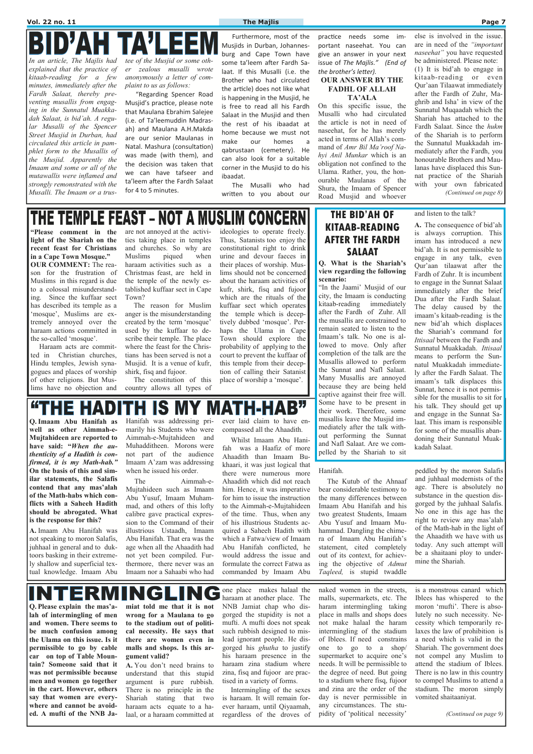# BID'AH TA'LEEM

*In an article, The Majlis had explained that the practice of kitaab-reading for a few minutes, immediately after the Fardh Salaat, thereby preventing musallis from engaging in the Sunnatul Muakkadah Salaat, is bid'ah. A regular Musalli of the Spencer Street Musjid in Durban, had circulated this article in pamphlet form to the Musallis of the Musjid. Apparently the Imaam and some or all of the mutawallis were inflamed and strongly remonstrated with the Musalli. The Imaam or a trustee of the Musjid or some other zealous musalli wrote anonymously a letter of complaint to us as follows:*

"Regarding Spencer Road Musjid's practice, please note that Maulana Ebrahim Salejee (i.e. of Ta'leemuddin Madrasah) and Maulana A.H.Makda are our senior Maulanas in Natal. Mashura (consultation) was made (with them), and the decision was taken that we can have tafseer and ta'leem after the Fardh Salaat for 4 to 5 minutes.

Furthermore, most of the Musjids in Durban, Johannesburg and Cape Town have some ta'leem after Fardh Salaat. If this Musalli (i.e. the Brother who had circulated the article) does not like what is happening in the Musjid, he is free to read all his Fardh Salaat in the Musjid and then the rest of his ibaadat at home because we must not make our homes a qabrustaan (cemetery). He can also look for a suitable corner in the Musjid to do his ibaadat.

The Musalli who had written to you about our practice needs some important naseehat. You can give an answer in your next issue of *The Majlis." (End of the brother's letter).*

**OUR ANSWER BY THE FADHL OF ALLAH TA'ALA**

On this specific issue, the Musalli who had circulated the article is not in need of naseehat, for he has merely acted in terms of Allah's command of *Amr Bil Ma'roof Nahyi Anil Munkar* which is an obligation not confined to the Ulama. Rather, you, the honourable Maulanas of the Shura, the Imaam of Spencer Road Musjid and whoever else is involved in the issue. are in need of the *"important naseehat"* you have requested be administered. Please note:

(1) It is bid'ah to engage in kitaab-reading or even Qur'aan Tilaawat immediately after the Fardh of Zuhr, Maghrib and Isha' in view of the Sunnatul Muqaadah which the Shariah has attached to the Fardh Salaat. Since the *hukm* of the Shariah is to perform the Sunnatul Muakkadah immediately after the Fardh, you honourable Brothers and Maulanas have displaced this Sunnat practice of the Shariah with your own fabricated

*(Continued on page 8)*

# THE TEMPLE FEAST – NOT A MUSLIM CONCERN

**"Please comment in the light of the Shariah on the recent feast for Christians in a Cape Town Mosque."**

**OUR COMMENT:** The reason for the frustration of Muslims in this regard is due to a colossal misunderstanding. Since the kuffaar sect has described its temple as a 'mosque', Muslims are extremely annoyed over the haraam actions committed in the so-called 'mosque'.

Haraam acts are committed in Christian churches, Hindu temples, Jewish synagogues and places of worship of other religions. But Muslims have no objection and are not annoyed at the activities taking place in temples and churches. So why are Muslims piqued when haraam activities such as a Christmas feast, are held in the temple of the newly established kuffaar sect in Cape Town?

The reason for Muslim anger is the misunderstanding created by the term 'mosque' used by the kuffaar to describe their temple. The place where the feast for the Christians has been served is not a Musjid. It is a venue of kufr, shirk, fisq and fujoor.

The constitution of this country allows all types of ideologies to operate freely. Thus, Satanists too enjoy the constitutional right to drink urine and devour faeces in their places of worship. Muslims should not be concerned about the haraam activities of kufr, shirk, fisq and fujoor which are the rituals of the kuffaar sect which operates the temple which is deceptively dubbed 'mosque'. Perhaps the Ulama in Cape Town should explore the probability of applying to the court to prevent the kuffaar of this temple from their deception of calling their Satanist place of worship a 'mosque'.

# THE BID'AH OF KITAAB-READING AFTER THE FARDH SALAAT

**Q. What is the Shariah's view regarding the following scenario:**

"In the Jaami' Musjid of our city, the Imaam is conducting kitaab-reading immediately after the Fardh of Zuhr. All the musallis are constrained to remain seated to listen to the Imaam's talk. No one is allowed to move. Only after completion of the talk are the Musallis allowed to perform the Sunnat and Nafl Salaat. Many Musallis are annoyed because they are being held captive against their free will. Some have to be present in their work. Therefore, some musallis leave the Musjid immediately after the talk without performing the Sunnat and Nafl Salaat. Are we compelled by the Shariah to sit and listen to the talk?

**A.** The consequence of bid'ah is always corruption. This imam has introduced a new bid'ah. It is not permissible to engage in any talk, even Qur'aan tilaawat after the Fardh of Zuhr. It is incumbent to engage in the Sunnat Salaat immediately after the brief Dua after the Fardh Salaat. The delay caused by the imaam's kitaab-reading is the new bid'ah which displaces the Shariah's command for *Ittisaal* between the Fardh and Sunnatul Muakkadah. *Ittisaal* means to perform the Sunnatul Muakkadah immediately after the Fardh Salaat. The imaam's talk displaces this Sunnat, hence it is not permissible for the musallis to sit for his talk. They should get up and engage in the Sunnat Salaat. This imam is responsible for some of the musallis abandoning their Sunnatul Muakkadah Salaat.

# "THE HADITH IS MY MATH-HAB"

**Q. Imaam Abu Hanifah as well as other Aimmah-e-Mujtahideen are reported to have said: "*When the authenticity of a Hadith is confirmed, it is my Math-hab.*" On the basis of this and similar statements, the Salafis contend that any mas'alah of the Math-habs which conflicts with a Saheeh Hadith should be abrogated. What is the response for this?**

**A.** Imaam Abu Hanifah was not speaking to moron Salafis, juhhaal in general and to duktoors basking in their extremely shallow and superficial textual knowledge. Imaam Abu Hanifah was addressing primarily his Students who were Aimmah-e-Mujtahideen and Muhadditheen. Morons were not part of the audience Imaam A'zam was addressing when he issued his order.

The Aimmah-e-Mujtahideen such as Imaam Abu Yusuf, Imaam Muhammad, and others of this lofty calibre gave practical expression to the Command of their illustrious Ustaadh, Imaam Abu Hanifah. That era was the age when all the Ahaadith had not yet been compiled. Furthermore, there never was an Imaam nor a Sahaabi who had ever laid claim to have encompassed all the Ahaadith.

Whilst Imaam Abu Hanifah was a Haafiz of more Ahaadith than Imaam Bukhaari, it was just logical that there were numerous more Ahaadith which did not reach him. Hence, it was imperative for him to issue the instruction to the Aimmah-e-Mujtahideen of the time. Thus, when any of his illustrious Students acquired a Saheeh Hadith with which a Fatwa/view of Imaam Abu Hanifah conflicted, he would address the issue and formulate the correct Fatwa as commanded by Imaam Abu Hanifah.

The Kutub of the Ahnaaf bear considerable testimony to the many differences between Imaam Abu Hanifah and his two greatest Students, Imaam Abu Yusuf and Imaam Muhammad. Dangling the chimera of Imaam Abu Hanifah's statement, cited completely out of its context, for achieving the objective of *Admut Taqleed,* is stupid twaddle peddled by the moron Salafis and juhhaal modernists of the age. There is absolutely no substance in the question disgorged by the juhhaal Salafis. No one in this age has the right to review any mas'alah of the Math-hab in the light of the Ahaadith we have with us today. Any such attempt will be a shaitaani ploy to undermine the Shariah.

# INTERMINGLING

**Q. Please explain the mas'alah of intermingling of men and women. There seems to be much confusion among the Ulama on this issue. Is it permissible to go by cable car on top of Table Mountain? Someone said that it was not permissible because men and women go together in the cart. However, others say that women are everywhere and cannot be avoided. A mufti of the NNB Jamiat told me that it is not wrong for a Maulana to go to the stadium out of political necessity. He says that there are women even in malls and shops. Is this argument valid?**

**A.** You don't need brains to understand that this stupid argument is pure rubbish. There is no principle in the Shariah stating that two haraam acts equate to a halaal, or a haraam committed at one place makes halaal the haraam at another place. The NNB Jamiat chap who disgorged the stupidity is not a mufti. A mufti does not speak such rubbish designed to mislead ignorant people. He disgorged his *ghutha* to justify his haraam presence in the haraam zina stadium where zina, fisq and fujoor are practised in a variety of forms.

Intermingling of the sexes is haraam. It will remain forever haraam, until Qiyaamah, regardless of the droves of naked women in the streets, malls, supermarkets, etc. The haram intermingling taking place in malls and shops does not make halaal the haram intermingling of the stadium of Iblees. If need constrains one to go to a shop/supermarket to acquire one's needs. It will be permissible to the degree of need. But going to a stadium where fisq, fujoor and zina are the order of the day is never permissible in any circumstances. The stupidity of 'political necessity' is a monstrous canard which Iblees has whispered to the moron 'mufti'. There is absolutely no such necessity. Necessity which temporarily relaxes the law of prohibition is a need which is valid in the Shariah. The government does not compel any Muslim to attend the stadium of Iblees. There is no law in this country to compel Muslims to attend a stadium. The moron simply vomited shaitaaniyat.

*(Continued on page 9)*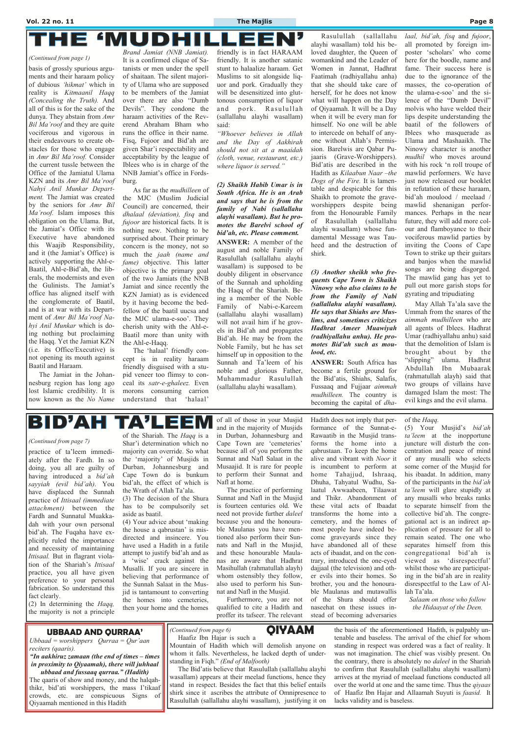# THE 'MUDHILLEEN'

*(Continued from page 1)*

basis of grossly spurious arguments and their haraam policy of dubious *'hikmat'* which in reality is *Kitmaanil Haqq (Concealing the Truth).* And all of this is for the sake of the dunya. They abstain from *Amr Bil Ma'roof* and they are quite vociferous and vigorous in their endeavours to create obstacles for those who engage in *Amr Bil Ma'roof.* Consider the current tussle between the Office of the Jamiatul Ulama KZN and its *Amr Bil Ma'roof Nahyi Anil Munkar Department.* The Jamiat was created by the seniors for *Amr Bil Ma'roof.* Islam imposes this obligation on the Ulama. But, the Jamiat's Office with its Executive have abandoned this Waajib Responsibility, and it (the Jamiat's Office) is actively supporting the Ahl-e-Baatil, Ahl-e-Bid'ah, the liberals, the modernists and even the Gulinists. The Jamiat's office has aligned itself with the conglomerate of Baatil, and is at war with its Department of *Amr Bil Ma'roof Nahyi Anil Munkar* which is doing nothing but proclaiming the Haqq. Yet the Jamiat KZN (i.e. its Office/Executive) is not opening its mouth against Baatil and Haraam.

The Jamiat in the Johannesburg region has long ago lost Islamic credibility. It is now known as the *No Name Brand Jamiat (NNB Jamiat).* It is a confirmed clique of Satanists or men under the spell of shaitaan. The silent majority of Ulama who are supposed to be members of the Jamiat over there are also "Dumb Devils". They condone the haraam activities of the Reverend Abraham Bham who runs the office in their name. Fisq, Fujoor and Bid'ah are given Shar'i respectability and acceptability by the league of Iblees who is in charge of the NNB Jamiat's office in Fordsburg.

As far as the *mudhilleen* of the MJC (Muslim Judicial Council) are concerned, their *dhalaal (deviation), fisq* and *fujoor* are historical facts. It is nothing new. Nothing to be surprised about. Their primary concern is the money, not so much the *jaah (name and fame)* objective. This latter objective is the primary goal of the two Jamiats (the NNB Jamiat and since recently the KZN Jamiat) as is evidenced by it having become the bedfellow of the baatil uucsa and the MJC ulama-e-soo'. They cherish unity with the Ahl-e-Baatil more than unity with the Ahl-e-Haqq.

The 'halaal' friendly concept is in reality haraam friendly disguised with a stupid veneer too flimsy to conceal its *satr-e-ghaleez.* Even morons consuming carrion understand that 'halaal' friendly is in fact HARAAM friendly. It is another satanic stunt to halaalize haraam. Get Muslims to sit alongside liquor and pork. Gradually they will be desensitized into gluttonous consumption of liquor and pork. Rasulullah (sallallahu alayhi wasallam) said:

*"Whoever believes in Allah and the Day of Aakhirah should not sit at a maaidah (cloth, venue, restaurant, etc.) where liquor is served."*

***(2) Shaikh Habib Umar is in South Africa. He is an Arab and says that he is from the family of Nabi (sallallahu alayhi wasallam). But he promotes the Barelvi school of bid'ah, etc. Please comment.***

**ANSWER:** A member of the august and noble Family of Rasulullah (sallallahu alayhi wasallam) is supposed to be doubly diligent in observance of the Sunnah and upholding the Haqq of the Shariah. Being a member of the Noble Family of Nabi-e-Kareem (sallallahu alayhi wasallam) will not avail him if he grovels in Bid'ah and propagates Bid'ah. He may be from the Noble Family, but he has set himself up in opposition to the Sunnah and Ta'leem of his noble and glorious Father, Muhammadur Rasulullah (sallallahu alayhi wasallam).

Rasulullah (sallallahu alayhi wasallam) told his beloved daughter, the Queen of womankind and the Leader of Women in Jannat, Hadhrat Faatimah (radhiyallahu anha) that she should take care of herself, for he does not know what will happen on the Day of Qiyaamah. It will be a Day when it will be every man for himself. No one will be able to intercede on behalf of anyone without Allah's Permission. Barelwis are Qabar Pujaaris (Grave-Worshippers). Bid'atis are described in the Hadith as *Kilaabun Naar –the Dogs of the Fire.* It is lamentable and despicable for this Shaikh to promote the grave-worshippers despite being from the Honourable Family of Rasulullah (sallallahu alayhi wasallam) whose fundamental Message was Tauheed and the destruction of shirk.

***(3) Another sheikh who frequents Cape Town is Shaikh Ninowy who also claims to be from the Family of Nabi (sallallahu alayhi wasallam). He says that Shiahs are Muslims, and sometimes criticizes Hadhrat Ameer Muawiyah (radhiyallahu anhu). He promotes Bid'ah such as moulood, etc.***

**ANSWER:** South Africa has become a fertile ground for the Bid'atis, Shiahs, Salafis, Fussaaq and Fujjaar *aimmah mudhilleen.* The country is becoming the capital of *dhalaal, bid'ah, fisq* and *fujoor*, all promoted by foreign imposter 'scholars' who come here for the boodle, name and fame. Their success here is due to the ignorance of the masses, the co-operation of the ulama-e-soo' and the silence of the "Dumb Devil" molvis who have welded their lips despite understanding the baatil of the followers of Iblees who masquerade as Ulama and Mashaaikh. The Ninowy character is another *mudhil* who moves around with his rock 'n roll troupe of mawlid performers. We have just now released our booklet in refutation of these haraam, bid'ah moulood / meelaad / mawlid shenanigan performances. Perhaps in the near future, they will add more colour and flamboyance to their vociferous mawlid parties by inviting the Coons of Cape Town to strike up their guitars and banjos when the mawlid songs are being disgorged. The mawlid gang has yet to pull out more garish stops for gyrating and tripudiating

May Allah Ta'ala save the Ummah from the snares of the *aimmah mudhilleen* who are all agents of Iblees. Hadhrat Umar (radhiyallahu anhu) said that the demolition of Islam is brought about by the "slipping" ulama. Hadhrat Abdullah Ibn Mubaarak (rahmatullah alayh) said that two groups of villains have damaged Islam the most: The evil kings and the evil ulama.

# BID'AH TA'LEEM

*(Continued from page 7)*

practice of ta'leem immediately after the Fardh. In so doing, you all are guilty of having introduced a *bid'ah sayyiah (evil bid'ah).* You have displaced the Sunnah practice of *Ittisaal (immediate attachment)* between the Fardh and Sunnatul Muakkadah with your own personal bid'ah. The Fuqaha have explicitly ruled the importance and necessity of maintaining *Ittisaal.* But in flagrant violation of the Shariah's *Ittisaal* practice, you all have given preference to your personal fabrication. So understand this fact clearly.

(2) In determining the *Haqq,* the majority is not a principle of the Shariah. The *Haqq* is a Shar'i determination which no majority can override. So what the 'majority' of Musjids in Durban, Johannesburg and Cape Town do is bunkum bid'ah, the effect of which is the Wrath of Allah Ta'ala.

(3) The decision of the Shura has to be compulsorily set aside as baatil.

(4) Your advice about 'making the house a qabrustaan' is misdirected and insincere. You have used a Hadith in a futile attempt to justify bid'ah and as a 'wise' crack against the Musalli. If you are sincere in believing that performance of the Sunnah Salaat in the Musjid is tantamount to converting the homes into cemeteries, then your home and the homes of all of those in your Musjid and in the majority of Musjids in Durban, Johannesburg and Cape Town are 'cemeteries' because all of you perform the Sunnat and Nafl Salaat in the Musaajid. It is rare for people to perform their Sunnat and Nafl at home.

The practice of performing Sunnat and Nafl in the Musjid is fourteen centuries old. We need not provide further *daleel* because you and the honourable Maulanas you have mentioned also perform their Sunnats and Nafl in the Musjid, and these honourable Maulanas are aware that Hadhrat Masihullah (rahmatullah alayh) whom ostensibly they follow, also used to perform his Sunnat and Nafl in the Musjid.

Furthermore, you are not qualified to cite a Hadith and proffer its tafseer. The relevant Hadith does not imply that performance of the Sunnat-e-Rawaatib in the Musjid transforms the home into a qabrustaan. To keep the home alive and vibrant with *Noor* it is incumbent to perform at home Tahajjud, Ishraaq, Dhuha, Tahyatul Wudhu, Salaatul Awwaabeen, Tilaawat and Thikr. Abandonment of these vital acts of Ibaadat transforms the home into a cemetery, and the homes of most people have indeed become graveyards since they have abandoned all of these acts of ibaadat, and on the contrary, introduced the one-eyed dajjaal (the television) and other evils into their homes. So brother, you and the honourable Maulanas and mutawallis of the Shura should offer naseehat on these issues instead of becoming adversaries of the *Haqq*.

(5) Your Musjid's *bid'ah ta'leem* at the inopportune juncture will disturb the concentration and peace of mind of any musalli who selects some corner of the Musjid for his ibaadat. In addition, many of the participants in the *bid'ah ta'leem* will glare stupidly at any musalli who breaks ranks to separate himself from the collective bid'ah. The congregational act is an indirect application of pressure for all to remain seated. The one who separates himself from this congregational bid'ah is viewed as 'disrespectful' whilst those who are participating in the bid'ah are in reality disrespectful to the Law of Allah Ta'ala.

*Salaam on those who follow the Hidaayat of the Deen.*

## UBBAAD AND QURRAA'

*Ubbaad = worshippers  Qurraa = Qur'aan reciters (qaaris).*

***"In aakhiruz zamaan (the end of times – times in proximity to Qiyaamah), there will juhhaal ubbaad and fussaaq qurraa." (Hadith)***

The qaaris of show and money, and the halqah-thikr, bid'ati worshippers, the mass I'tikaaf crowds, etc. are conspicuous Signs of Qiyaamah mentioned in this Hadith

## QIYAAM

*(Continued from page 6)*

Haafiz Ibn Hajar is such a Mountain of Hadith which will demolish anyone on whom it falls. Nevertheless, he lacked depth of understanding in Fiqh." *(End of Malfooth)*

The Bid'atis believe that Rasulullah (sallallahu alayhi wasallam) appears at their meelad functions, hence they stand in respect. Besides the fact that this belief entails shirk since it ascribes the attribute of Omnipresence to Rasulullah (sallallahu alayhi wasallam), justifying it on the basis of the aforementioned Hadith, is palpably untenable and baseless. The arrival of the chief for whom standing in respect was ordered was a fact of reality. It was not imagination. The chief was visibly present. On the contrary, there is absolutely no *daleel* in the Shariah to confirm that Rasulullah (sallallahu alayhi wasallam) arrives at the myriad of meelaad functions conducted all over the world at one and the same time. Thus the *qiyaas* of Haafiz Ibn Hajar and Allaamah Suyuti is *faasid.* It lacks validity and is baseless.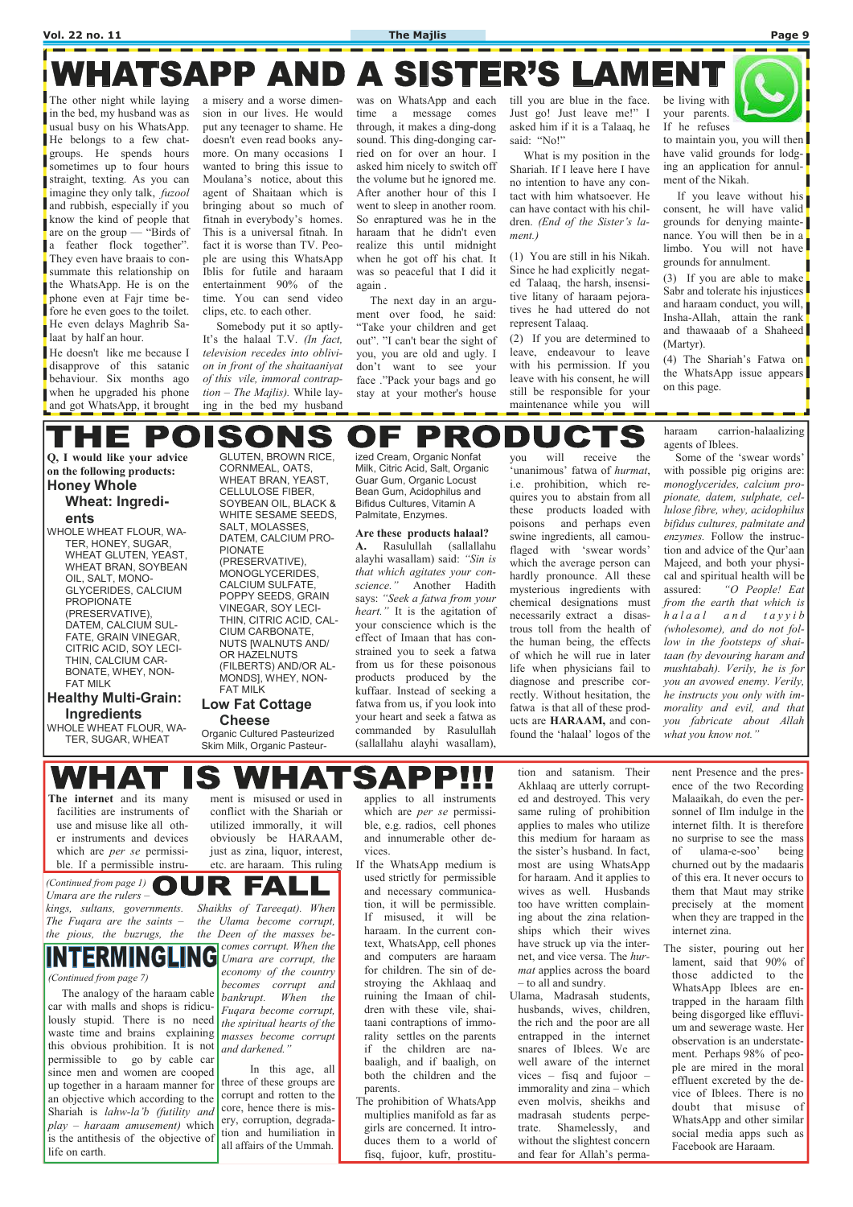# WHATSAPP AND A SISTER'S LAMENT

The other night while laying in the bed, my husband was as usual busy on his WhatsApp. He belongs to a few chat-groups. He spends hours sometimes up to four hours straight, texting. As you can imagine they only talk, *fuzool* and rubbish, especially if you know the kind of people that are on the group — "Birds of a feather flock together". They even have braais to consummate this relationship on the WhatsApp. He is on the phone even at Fajr time before he even goes to the toilet. He even delays Maghrib Salaat by half an hour.

He doesn't like me because I disapprove of this satanic behaviour. Six months ago when he upgraded his phone and got WhatsApp, it brought a misery and a worse dimension in our lives. He would put any teenager to shame. He doesn't even read books anymore. On many occasions I wanted to bring this issue to Moulana's notice, about this agent of Shaitaan which is bringing about so much of fitnah in everybody's homes. This is a universal fitnah. In fact it is worse than TV. People are using this WhatsApp Iblis for futile and haraam entertainment 90% of the time. You can send video clips, etc. to each other.

Somebody put it so aptly- It's the halaal T.V. *(In fact, television recedes into oblivion in front of the shaitaaniyat of this vile, immoral contraption – The Majlis).* While laying in the bed my husband was on WhatsApp and each time a message comes through, it makes a ding-dong sound. This ding-donging carried on for over an hour. I asked him nicely to switch off the volume but he ignored me. After another hour of this I went to sleep in another room. So enraptured was he in the haraam that he didn't even realize this until midnight when he got off his chat. It was so peaceful that I did it again .

The next day in an argument over food, he said: "Take your children and get out". "I can't bear the sight of you, you are old and ugly. I don't want to see your face ."Pack your bags and go stay at your mother's house till you are blue in the face. Just go! Just leave me!" I asked him if it is a Talaaq, he said: "No!"

What is my position in the Shariah. If I leave here I have no intention to have any contact with him whatsoever. He can have contact with his children. *(End of the Sister's lament.)*

(1) You are still in his Nikah. Since he had explicitly negated Talaaq, the harsh, insensitive litany of haraam pejoratives he had uttered do not represent Talaaq.

(2) If you are determined to leave, endeavour to leave with his permission. If you leave with his consent, he will still be responsible for your maintenance while you will be living with your parents. If he refuses to maintain you, you will then have valid grounds for lodging an application for annulment of the Nikah.

If you leave without his consent, he will have valid grounds for denying maintenance. You will then be in a limbo. You will not have grounds for annulment.

(3) If you are able to make Sabr and tolerate his injustices and haraam conduct, you will, Insha-Allah, attain the rank and thawaaab of a Shaheed (Martyr).

(4) The Shariah's Fatwa on the WhatsApp issue appears on this page.

# THE POISONS OF PRODUCTS

**Q, I would like your advice on the following products:**

### Honey Whole Wheat: Ingredients

WHOLE WHEAT FLOUR, WATER, HONEY, SUGAR, WHEAT GLUTEN, YEAST, WHEAT BRAN, SOYBEAN OIL, SALT, MONOGLYCERIDES, CALCIUM PROPIONATE (PRESERVATIVE), DATEM, CALCIUM SULFATE, GRAIN VINEGAR, CITRIC ACID, SOY LECITHIN, CALCIUM CARBONATE, WHEY, NONFAT MILK

### Healthy Multi-Grain: Ingredients

WHOLE WHEAT FLOUR, WATER, SUGAR, WHEAT GLUTEN, BROWN RICE, CORNMEAL, OATS, WHEAT BRAN, YEAST, CELLULOSE FIBER, SOYBEAN OIL, BLACK & WHITE SESAME SEEDS, SALT, MOLASSES, DATEM, CALCIUM PROPIONATE (PRESERVATIVE), MONOGLYCERIDES, CALCIUM SULFATE, POPPY SEEDS, GRAIN VINEGAR, SOY LECITHIN, CITRIC ACID, CALCIUM CARBONATE, NUTS [WALNUTS AND/ OR HAZELNUTS (FILBERTS) AND/OR ALMONDS], WHEY, NONFAT MILK

### Low Fat Cottage Cheese

Organic Cultured Pasteurized Skim Milk, Organic Pasteurized Cream, Organic Nonfat Milk, Citric Acid, Salt, Organic Guar Gum, Organic Locust Bean Gum, Acidophilus and Bifidus Cultures, Vitamin A Palmitate, Enzymes.

**Are these products halaal?**

**A.** Rasulullah (sallallahu alayhi wasallam) said: *"Sin is that which agitates your conscience."* Another Hadith says: *"Seek a fatwa from your heart."* It is the agitation of your conscience which is the effect of Imaan that has constrained you to seek a fatwa from us for these poisonous products produced by the kuffaar. Instead of seeking a fatwa from us, if you look into your heart and seek a fatwa as commanded by Rasulullah (sallallahu alayhi wasallam), you will receive the 'unanimous' fatwa of *hurmat*, i.e. prohibition, which requires you to abstain from all these products loaded with poisons and perhaps even swine ingredients, all camouflaged with 'swear words' which the average person can hardly pronounce. All these mysterious ingredients with chemical designations must necessarily extract a disastrous toll from the health of the human being, the effects of which he will rue in later life when physicians fail to diagnose and prescribe correctly. Without hesitation, the fatwa is that all of these products are **HARAAM,** and confound the 'halaal' logos of the haraam carrion-halaalizing agents of Iblees.

Some of the 'swear words' with possible pig origins are: *monoglycerides, calcium propionate, datem, sulphate, cellulose fibre, whey, acidophilus bifidus cultures, palmitate and enzymes.* Follow the instruction and advice of the Qur'aan Majeed, and both your physical and spiritual health will be assured: *"O People! Eat from the earth that which is halaal and tayyib (wholesome), and do not follow in the footsteps of shaitaan (by devouring haraam and mushtabah). Verily, he is for you an avowed enemy. Verily, he instructs you only with immorality and evil, and that you fabricate about Allah what you know not."*

# WHAT IS WHATSAPP!!!

**The internet** and its many facilities are instruments of use and misuse like all other instruments and devices which are *per se* permissible. If a permissible instrument is misused or used in conflict with the Shariah or utilized immorally, it will obviously be HARAAM, just as zina, liquor, interest, etc. are haraam. This ruling applies to all instruments which are *per se* permissible, e.g. radios, cell phones and innumerable other devices.

If the WhatsApp medium is used strictly for permissible and necessary communication, it will be permissible. If misused, it will be haraam. In the current context, WhatsApp, cell phones and computers are haraam for children. The sin of destroying the Akhlaaq and ruining the Imaan of children with these vile, shaitaani contraptions of immorality settles on the parents if the children are nabaaligh, and if baaligh, on both the children and the parents.

The prohibition of WhatsApp multiplies manifold as far as girls are concerned. It introduces them to a world of fisq, fujoor, kufr, prostitution and satanism. Their Akhlaaq are utterly corrupted and destroyed. This very same ruling of prohibition applies to males who utilize this medium for haraam as the sister's husband. In fact, most are using WhatsApp for haraam. And it applies to wives as well. Husbands too have written complaining about the zina relationships which their wives have struck up via the internet, and vice versa. The *hurmat* applies across the board – to all and sundry.

Ulama, Madrasah students, husbands, wives, children, the rich and the poor are all entrapped in the internet snares of Iblees. We are well aware of the internet vices – fisq and fujoor – immorality and zina – which even molvis, sheikhs and madrasah students perpetrate. Shamelessly, and without the slightest concern and fear for Allah's permanent Presence and the presence of the two Recording Malaaikah, do even the personnel of Ilm indulge in the internet filth. It is therefore no surprise to see the mass of ulama-e-soo' being churned out by the madaaris of this era. It never occurs to them that Maut may strike precisely at the moment when they are trapped in the internet zina.

The sister, pouring out her lament, said that 90% of those addicted to the WhatsApp Iblees are entrapped in the haraam filth being disgorged like effluvium and sewerage waste. Her observation is an understatement. Perhaps 98% of people are mired in the moral effluent excreted by the device of Iblees. There is no doubt that misuse of WhatsApp and other similar social media apps such as Facebook are Haraam.

# OUR FALL

*(Continued from page 1)*

*Umara are the rulers – kings, sultans, governments. The Fuqara are the saints – the pious, the buzrugs, the Shaikhs of Tareeqat). When the Ulama become corrupt, the Deen of the masses becomes corrupt. When the Umara are corrupt, the economy of the country becomes corrupt and bankrupt. When the Fuqara become corrupt, the spiritual hearts of the masses become corrupt and darkened."*

In this age, all three of these groups are corrupt and rotten to the core, hence there is misery, corruption, degradation and humiliation in all affairs of the Ummah.

# INTERMINGLING

*(Continued from page 7)*

The analogy of the haraam cable car with malls and shops is ridiculously stupid. There is no need waste time and brains explaining this obvious prohibition. It is not permissible to go by cable car since men and women are cooped up together in a haraam manner for an objective which according to the Shariah is *lahw-la'b (futility and play – haraam amusement)* which is the antithesis of the objective of life on earth.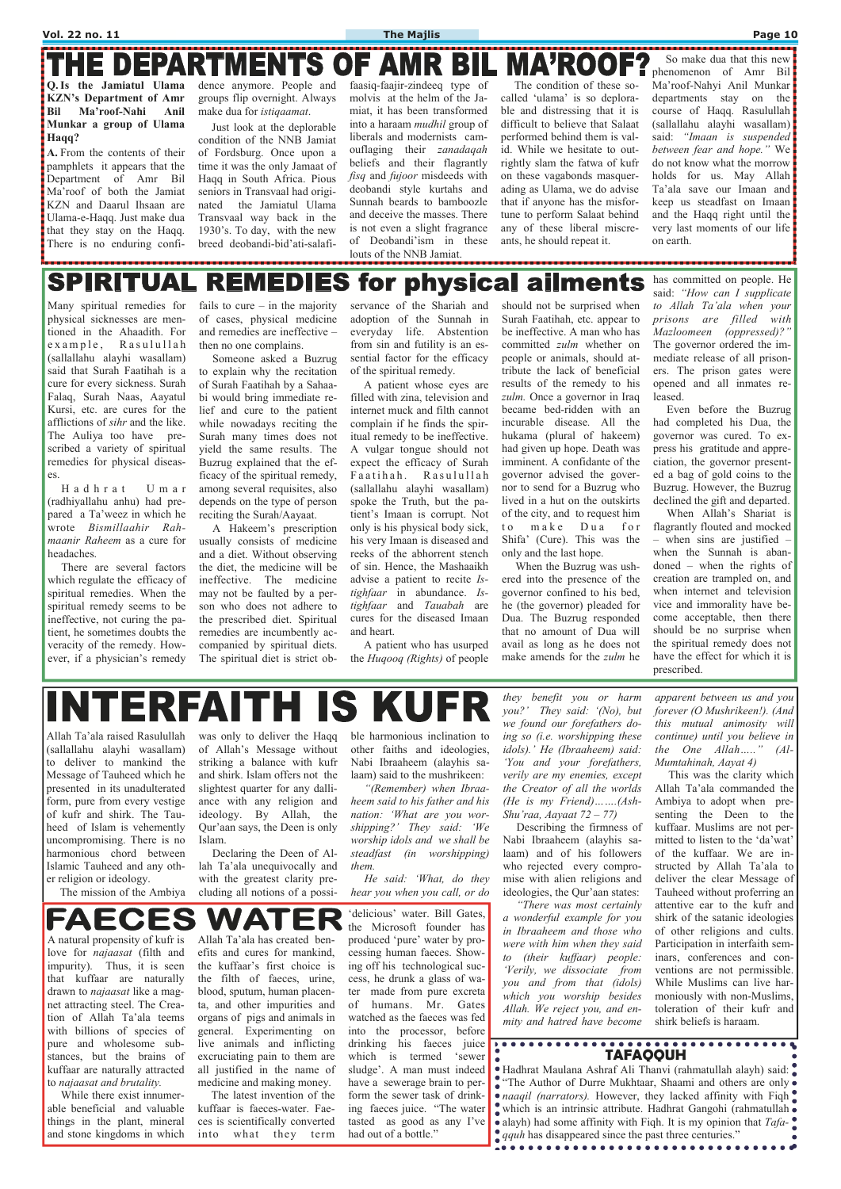# THE DEPARTMENTS OF AMR BIL MA'ROOF?

**Q. Is the Jamiatul Ulama KZN's Department of Amr Bil Ma'roof-Nahi Anil Munkar a group of Ulama Haqq?**

**A.** From the contents of their pamphlets it appears that the Department of Amr Bil Ma'roof of both the Jamiat KZN and Daarul Ihsaan are Ulama-e-Haqq. Just make dua that they stay on the Haqq. There is no enduring confidence anymore. People and groups flip overnight. Always make dua for *istiqaamat*.

Just look at the deplorable condition of the NNB Jamiat of Fordsburg. Once upon a time it was the only Jamaat of Haqq in South Africa. Pious seniors in Transvaal had originated the Jamiatul Ulama Transvaal way back in the 1930's. To day, with the new breed deobandi-bid'ati-salafi-faasiq-faajir-zindeeq type of molvis at the helm of the Jamiat, it has been transformed into a haraam *mudhil* group of liberals and modernists camouflaging their *zanadaqah* beliefs and their flagrantly *fisq* and *fujoor* misdeeds with deobandi style kurtahs and Sunnah beards to bamboozle and deceive the masses. There is not even a slight fragrance of Deobandi'ism in these louts of the NNB Jamiat.

The condition of these so-called 'ulama' is so deplorable and distressing that it is difficult to believe that Salaat performed behind them is valid. While we hesitate to outrightly slam the fatwa of kufr on these vagabonds masquerading as Ulama, we do advise that if anyone has the misfortune to perform Salaat behind any of these liberal miscreants, he should repeat it.

So make dua that this new phenomenon of Amr Bil Ma'roof-Nahyi Anil Munkar departments stay on the course of Haqq. Rasulullah (sallallahu alayhi wasallam) said: *"Imaan is suspended between fear and hope."* We do not know what the morrow holds for us. May Allah Ta'ala save our Imaan and keep us steadfast on Imaan and the Haqq right until the very last moments of our life on earth.

# SPIRITUAL REMEDIES for physical ailments

Many spiritual remedies for physical sicknesses are mentioned in the Ahaadith. For example, Rasulullah (sallallahu alayhi wasallam) said that Surah Faatihah is a cure for every sickness. Surah Falaq, Surah Naas, Aayatul Kursi, etc. are cures for the afflictions of *sihr* and the like. The Auliya too have prescribed a variety of spiritual remedies for physical diseases.

Hadhrat Umar (radhiyallahu anhu) had prepared a Ta'weez in which he wrote *Bismillaahir Rahmaanir Raheem* as a cure for headaches.

There are several factors which regulate the efficacy of spiritual remedies. When the spiritual remedy seems to be ineffective, not curing the patient, he sometimes doubts the veracity of the remedy. However, if a physician's remedy fails to cure – in the majority of cases, physical medicine and remedies are ineffective – then no one complains.

Someone asked a Buzrug to explain why the recitation of Surah Faatihah by a Sahaabi would bring immediate relief and cure to the patient while nowadays reciting the Surah many times does not yield the same results. The Buzrug explained that the efficacy of the spiritual remedy, among several requisites, also depends on the type of person reciting the Surah/Aayaat.

A Hakeem's prescription usually consists of medicine and a diet. Without observing the diet, the medicine will be ineffective. The medicine may not be faulted by a person who does not adhere to the prescribed diet. Spiritual remedies are incumbently accompanied by spiritual diets. The spiritual diet is strict observance of the Shariah and adoption of the Sunnah in everyday life. Abstention from sin and futility is an essential factor for the efficacy of the spiritual remedy.

A patient whose eyes are filled with zina, television and internet muck and filth cannot complain if he finds the spiritual remedy to be ineffective. A vulgar tongue should not expect the efficacy of Surah Faatihah. Rasulullah (sallallahu alayhi wasallam) spoke the Truth, but the patient's Imaan is corrupt. Not only is his physical body sick, his very Imaan is diseased and reeks of the abhorrent stench of sin. Hence, the Mashaaikh advise a patient to recite *Istighfaar* in abundance. *Istighfaar* and *Tauabah* are cures for the diseased Imaan and heart.

A patient who has usurped the *Huqooq (Rights)* of people should not be surprised when Surah Faatihah, etc. appear to be ineffective. A man who has committed *zulm* whether on people or animals, should attribute the lack of beneficial results of the remedy to his *zulm.* Once a governor in Iraq became bed-ridden with an incurable disease. All the hukama (plural of hakeem) had given up hope. Death was imminent. A confidante of the governor advised the governor to send for a Buzrug who lived in a hut on the outskirts of the city, and to request him to make Dua for Shifa' (Cure). This was the only and the last hope.

When the Buzrug was ushered into the presence of the governor confined to his bed, he (the governor) pleaded for Dua. The Buzrug responded that no amount of Dua will avail as long as he does not make amends for the *zulm* he has committed on people. He said: *"How can I supplicate to Allah Ta'ala when your prisons are filled with Mazloomeen (oppressed)?"* The governor ordered the immediate release of all prisoners. The prison gates were opened and all inmates released.

Even before the Buzrug had completed his Dua, the governor was cured. To express his gratitude and appreciation, the governor presented a bag of gold coins to the Buzrug. However, the Buzrug declined the gift and departed.

When Allah's Shariat is flagrantly flouted and mocked – when sins are justified – when the Sunnah is abandoned – when the rights of creation are trampled on, and when internet and television vice and immorality have become acceptable, then there should be no surprise when the spiritual remedy does not have the effect for which it is prescribed.

# INTERFAITH IS KUFR

Allah Ta'ala raised Rasulullah (sallallahu alayhi wasallam) to deliver to mankind the Message of Tauheed which he presented in its unadulterated form, pure from every vestige of kufr and shirk. The Tauheed of Islam is vehemently uncompromising. There is no harmonious chord between Islamic Tauheed and any other religion or ideology.

The mission of the Ambiya was only to deliver the Haqq of Allah's Message without striking a balance with kufr and shirk. Islam offers not the slightest quarter for any dalliance with any religion and ideology. By Allah, the Qur'aan says, the Deen is only Islam.

Declaring the Deen of Allah Ta'ala unequivocally and with the greatest clarity precluding all notions of a possible harmonious inclination to other faiths and ideologies, Nabi Ibraaheem (alayhis salaam) said to the mushrikeen:

*"(Remember) when Ibraaheem said to his father and his nation: 'What are you worshipping?' They said: 'We worship idols and we shall be steadfast (in worshipping) them.*

*He said: 'What, do they hear you when you call, or do they benefit you or harm you?' They said: '(No), but we found our forefathers doing so (i.e. worshipping these idols).' He (Ibraaheem) said: 'You and your forefathers, verily are my enemies, except the Creator of all the worlds (He is my Friend)……(Ash-Shu'raa, Aayaat 72 – 77)*

Describing the firmness of Nabi Ibraaheem (alayhis salaam) and of his followers who rejected every compromise with alien religions and ideologies, the Qur'aan states:

*"There was most certainly a wonderful example for you in Ibraaheem and those who were with him when they said to (their kuffaar) people: 'Verily, we dissociate from you and from that (idols) which you worship besides Allah. We reject you, and enmity and hatred have become apparent between us and you forever (O Mushrikeen!). (And this mutual animosity will continue) until you believe in the One Allah….." (Al-Mumtahinah, Aayat 4)*

This was the clarity which Allah Ta'ala commanded the Ambiya to adopt when presenting the Deen to the kuffaar. Muslims are not permitted to listen to the 'da'wat' of the kuffaar. We are instructed by Allah Ta'ala to deliver the clear Message of Tauheed without proferring an attentive ear to the kufr and shirk of the satanic ideologies of other religions and cults. Participation in interfaith seminars, conferences and conventions are not permissible. While Muslims can live harmoniously with non-Muslims, toleration of their kufr and shirk beliefs is haraam.

# FAECES WATER

A natural propensity of kufr is love for *najaasat* (filth and impurity). Thus, it is seen that kuffaar are naturally drawn to *najaasat* like a magnet attracting steel. The Creation of Allah Ta'ala teems with billions of species of pure and wholesome substances, but the brains of kuffaar are naturally attracted to *najaasat and brutality.*

While there exist innumerable beneficial and valuable things in the plant, mineral and stone kingdoms in which Allah Ta'ala has created benefits and cures for mankind, the kuffaar's first choice is the filth of faeces, urine, blood, sputum, human placenta, and other impurities and organs of pigs and animals in general. Experimenting on live animals and inflicting excruciating pain to them are all justified in the name of medicine and making money.

The latest invention of the kuffaar is faeces-water. Faeces is scientifically converted into what they term 'delicious' water. Bill Gates, the Microsoft founder has produced 'pure' water by processing human faeces. Showing off his technological success, he drunk a glass of water made from pure excreta of humans. Mr. Gates watched as the faeces was fed into the processor, before drinking his faeces juice which is termed 'sewer sludge'. A man must indeed have a sewerage brain to perform the sewer task of drinking faeces juice. "The water tasted as good as any I've had out of a bottle."

## TAFAQQUH

Hadhrat Maulana Ashraf Ali Thanvi (rahmatullah alayh) said: "The Author of Durre Mukhtaar, Shaami and others are only *naaqil (narrators).* However, they lacked affinity with Fiqh which is an intrinsic attribute. Hadhrat Gangohi (rahmatullah alayh) had some affinity with Fiqh. It is my opinion that *Tafaqquh* has disappeared since the past three centuries."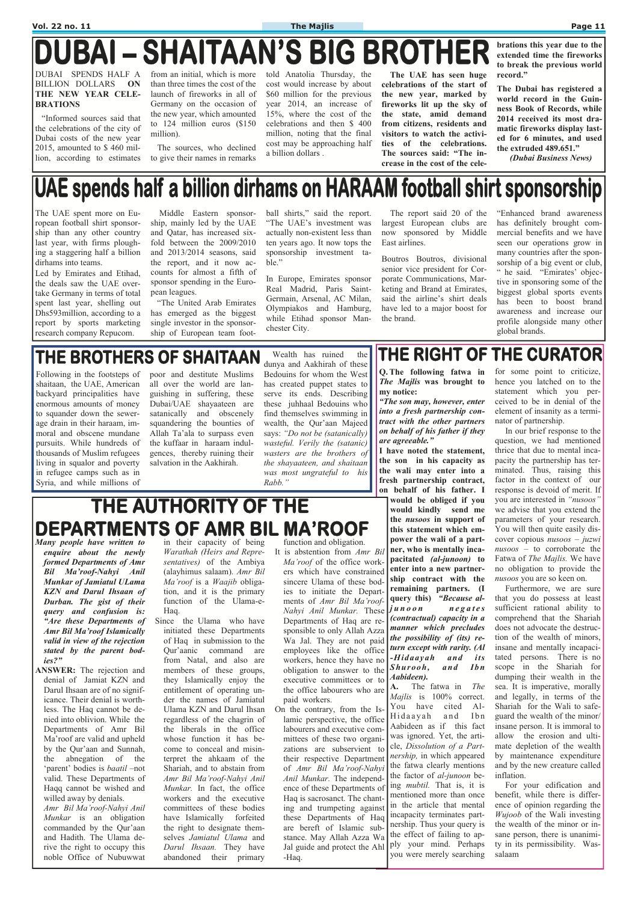# DUBAI – SHAITAAN'S BIG BROTHER

DUBAI SPENDS HALF A BILLION DOLLARS **ON THE NEW YEAR CELEBRATIONS**

"Informed sources said that the celebrations of the city of Dubai costs of the new year 2015, amounted to $ 460 million, according to estimates from an initial, which is more than three times the cost of the launch of fireworks in all of Germany on the occasion of the new year, which amounted to 124 million euros ($150 million).

The sources, who declined to give their names in remarks told Anatolia Thursday, the cost would increase by about $60 million for the previous year 2014, an increase of 15%, where the cost of the celebrations and then $ 400 million, noting that the final cost may be approaching half a billion dollars .

**The UAE has seen huge celebrations of the start of the new year, marked by fireworks lit up the sky of the state, amid demand from citizens, residents and visitors to watch the activities of the celebrations. The sources said: "The increase in the cost of the celebrations this year due to the extended time the fireworks to break the previous world record."**

**The Dubai has registered a world record in the Guinness Book of Records, while 2014 received its most dramatic fireworks display lasted for 6 minutes, and used the extruded 489.651."**

***(Dubai Business News)***

# UAE spends half a billion dirhams on HARAAM football shirt sponsorship

The UAE spent more on European football shirt sponsorship than any other country last year, with firms ploughing a staggering half a billion dirhams into teams.

Led by Emirates and Etihad, the deals saw the UAE overtake Germany in terms of total spent last year, shelling out Dhs593million, according to a report by sports marketing research company Repucom.

Middle Eastern sponsorship, mainly led by the UAE and Qatar, has increased sixfold between the 2009/2010 and 2013/2014 seasons, said the report, and it now accounts for almost a fifth of sponsor spending in the European leagues.

"The United Arab Emirates has emerged as the biggest single investor in the sponsorship of European team football shirts," said the report. "The UAE's investment was actually non-existent less than ten years ago. It now tops the sponsorship investment table."

In Europe, Emirates sponsor Real Madrid, Paris Saint-Germain, Arsenal, AC Milan, Olympiakos and Hamburg, while Etihad sponsor Manchester City.

The report said 20 of the largest European clubs are now sponsored by Middle East airlines.

Boutros Boutros, divisional senior vice president for Corporate Communications, Marketing and Brand at Emirates, said the airline's shirt deals have led to a major boost for the brand.

"Enhanced brand awareness has definitely brought commercial benefits and we have seen our operations grow in many countries after the sponsorship of a big event or club, " he said. "Emirates' objective in sponsoring some of the biggest global sports events has been to boost brand awareness and increase our profile alongside many other global brands.

# THE BROTHERS OF SHAITAAN

Following in the footsteps of shaitaan, the UAE, American backyard principalities have enormous amounts of money to squander down the sewerage drain in their haraam, immoral and obscene mundane pursuits. While hundreds of thousands of Muslim refugees living in squalor and poverty in refugee camps such as in Syria, and while millions of poor and destitute Muslims all over the world are languishing in suffering, these Dubai/UAE shayaateen are satanically and obscenely squandering the bounties of Allah Ta'ala to surpass even the kuffaar in haraam indulgences, thereby ruining their salvation in the Aakhirah.

Wealth has ruined the dunya and Aakhirah of these Bedouins for whom the West has created puppet states to serve its ends. Describing these juhhaal Bedouins who find themselves swimming in wealth, the Qur'aan Majeed says: *"Do not be (satanically) wasteful. Verily the (satanic) wasters are the brothers of the shayaateen, and shaitaan was most ungrateful to his Rabb."*

# THE AUTHORITY OF THE DEPARTMENTS OF AMR BIL MA'ROOF

***Many people have written to enquire about the newly formed Departments of Amr Bil Ma'roof-Nahyi Anil Munkar of Jamiatul ULama KZN and Darul Ihsaan of Durban. The gist of their query and confusion is: "Are these Departments of Amr Bil Ma'roof Islamically valid in view of the rejection stated by the parent bodies?"***

**ANSWER:** The rejection and denial of Jamiat KZN and Darul Ihsaan are of no significance. Their denial is worthless. The Haq cannot be denied into oblivion. While the Departments of Amr Bil Ma'roof are valid and upheld by the Qur'aan and Sunnah, the abnegation of the 'parent' bodies is *baatil* –not valid. These Departments of Haqq cannot be wished and willed away by denials.

*Amr Bil Ma'roof-Nahyi Anil Munkar* is an obligation commanded by the Qur'aan and Hadith. The Ulama derive the right to occupy this noble Office of Nubuwwat in their capacity of being *Warathah (Heirs and Representatives)* of the Ambiya (alayhimus salaam). *Amr Bil Ma'roof* is a *Waajib* obligation, and it is the primary function of the Ulama-e-Haq.

Since the Ulama who have initiated these Departments of Haq in submission to the Qur'aanic command are from Natal, and also are members of these groups, they Islamically enjoy the entitlement of operating under the names of Jamiatul Ulama KZN and Darul Ihsan regardless of the chagrin of the liberals in the office whose function it has become to conceal and misinterpret the ahkaam of the Shariah, and to abstain from *Amr Bil Ma'roof-Nahyi Anil Munkar.* In fact, the office workers and the executive committees of these bodies have Islamically forfeited the right to designate themselves *Jamiatul Ulama* and *Darul Ihsaan.* They have abandoned their primary function and obligation.

It is abstention from *Amr Bil Ma'roof* of the office workers which have constrained sincere Ulama of these bodies to initiate the Departments of *Amr Bil Ma'roof-Nahyi Anil Munkar.* These Departments of Haq are responsible to only Allah Azza Wa Jal. They are not paid employees like the office workers, hence they have no obligation to answer to the executive committees or to the office labourers who are paid workers.

On the contrary, from the Islamic perspective, the office labourers and executive committees of these two organizations are subservient to their respective Department of *Amr Bil Ma'roof-Nahyi Anil Munkar.* The independence of these Departments of Haq is sacrosanct. The chanting and trumpeting against these Departments of Haq are bereft of Islamic substance. May Allah Azza Wa Jal guide and protect the Ahl -Haq.

# THE RIGHT OF THE CURATOR

**Q. The following fatwa in *The Majlis* was brought to my notice:**

***"The son may, however, enter into a fresh partnership contract with the other partners on behalf of his father if they are agreeable."***

**I have noted the statement, the son in his capacity as the wali may enter into a fresh partnership contract, on behalf of his father. I would be obliged if you would kindly send me the *nusoos* in support of this statement which empower the wali of a partner, who is mentally incapacitated *(al-junoon)* to enter into a new partnership contract with the remaining partners. (I query this) *"Because al-junoon negates (contractual) capacity in a manner which precludes the possibility of (its) return except with rarity. (Al -Hidaayah and its Shurooh, and Ibn Aabideen).***

**A.** The fatwa in *The Majlis* is 100% correct. You have cited Al-Hidaayah and Ibn Aabideen as if this fact was ignored. Yet, the article, *Dissolution of a Partnership,* in which appeared the fatwa clearly mentions the factor of *al-junoon* being *mubtil.* That is, it is mentioned more than once in the article that mental incapacity terminates partnership. Thus your query is the effect of failing to apply your mind. Perhaps you were merely searching for some point to criticize, hence you latched on to the statement which you perceived to be in denial of the element of insanity as a terminator of partnership.

In our brief response to the question, we had mentioned thrice that due to mental incapacity the partnership has terminated. Thus, raising this factor in the context of our response is devoid of merit. If you are interested in *"nusoos"* we advise that you extend the parameters of your research. You will then quite easily discover copious *nusoos – juzwi nusoos* – to corroborate the Fatwa of *The Majlis.* We have no obligation to provide the *nusoos* you are so keen on.

Furthermore, we are sure that you do possess at least sufficient rational ability to comprehend that the Shariah does not advocate the destruction of the wealth of minors, insane and mentally incapacitated persons. There is no scope in the Shariah for dumping their wealth in the sea. It is imperative, morally and legally, in terms of the Shariah for the Wali to safeguard the wealth of the minor/ insane person. It is immoral to allow the erosion and ultimate depletion of the wealth by maintenance expenditure and by the new creature called inflation.

For your edification and benefit, while there is difference of opinion regarding the *Wujoob* of the Wali investing the wealth of the minor or insane person, there is unanimity in its permissibility. Wassalaam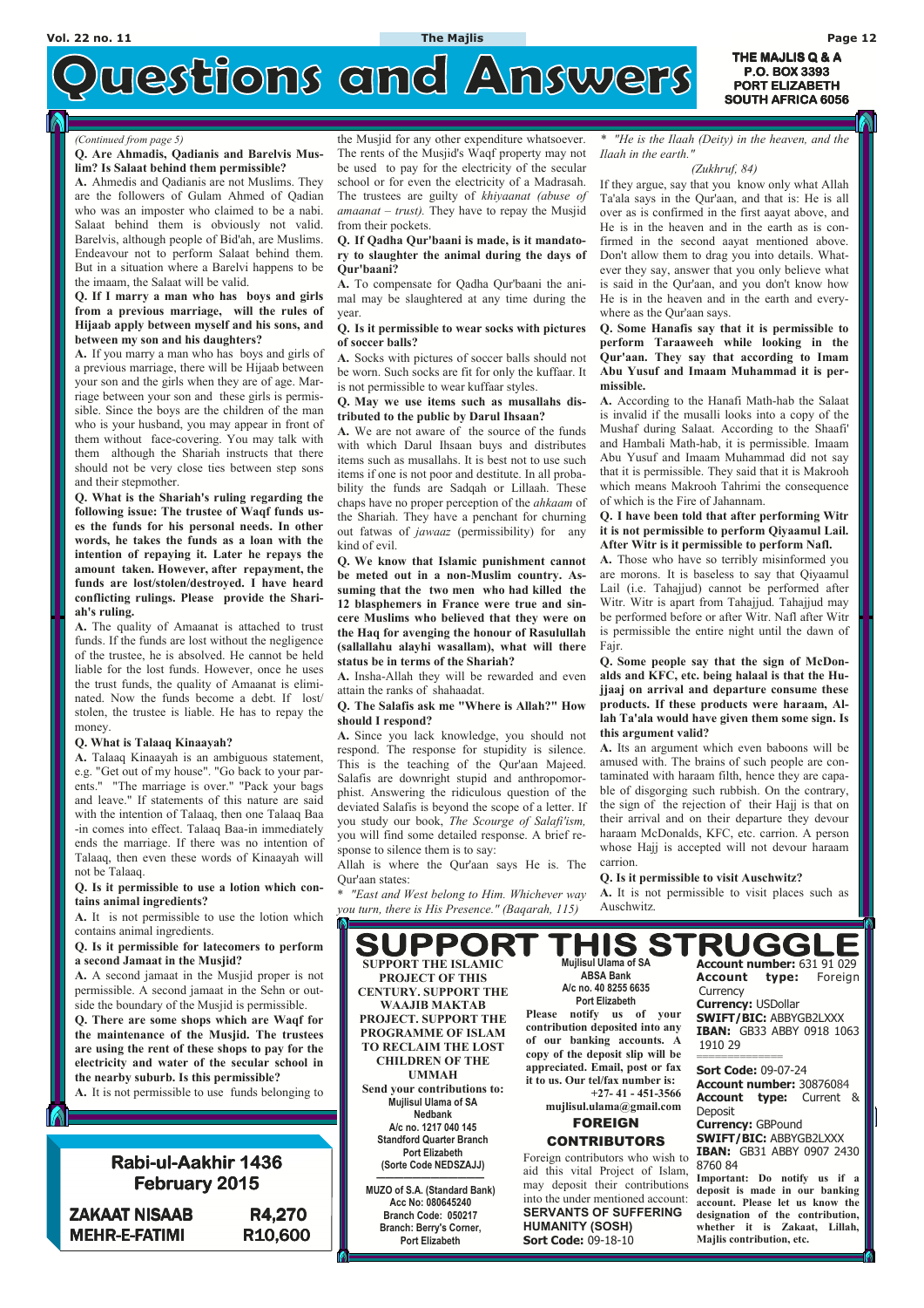# Questions and Answers

**THE MAJLIS Q & A**
**P.O. BOX 3393**
**PORT ELIZABETH**
**SOUTH AFRICA 6056**

*(Continued from page 5)*

**Q. Are Ahmadis, Qadianis and Barelvis Muslim? Is Salaat behind them permissible?**

**A.** Ahmedis and Qadianis are not Muslims. They are the followers of Gulam Ahmed of Qadian who was an imposter who claimed to be a nabi. Salaat behind them is obviously not valid. Barelvis, although people of Bid'ah, are Muslims. Endeavour not to perform Salaat behind them. But in a situation where a Barelvi happens to be the imaam, the Salaat will be valid.

**Q. If I marry a man who has boys and girls from a previous marriage, will the rules of Hijaab apply between myself and his sons, and between my son and his daughters?**

**A.** If you marry a man who has boys and girls of a previous marriage, there will be Hijaab between your son and the girls when they are of age. Marriage between your son and these girls is permissible. Since the boys are the children of the man who is your husband, you may appear in front of them without face-covering. You may talk with them although the Shariah instructs that there should not be very close ties between step sons and their stepmother.

**Q. What is the Shariah's ruling regarding the following issue: The trustee of Waqf funds uses the funds for his personal needs. In other words, he takes the funds as a loan with the intention of repaying it. Later he repays the amount taken. However, after repayment, the funds are lost/stolen/destroyed. I have heard conflicting rulings. Please provide the Shariah's ruling.**

**A.** The quality of Amaanat is attached to trust funds. If the funds are lost without the negligence of the trustee, he is absolved. He cannot be held liable for the lost funds. However, once he uses the trust funds, the quality of Amaanat is eliminated. Now the funds become a debt. If lost/stolen, the trustee is liable. He has to repay the money.

**Q. What is Talaaq Kinaayah?**

**A.** Talaaq Kinaayah is an ambiguous statement, e.g. "Get out of my house". "Go back to your parents." "The marriage is over." "Pack your bags and leave." If statements of this nature are said with the intention of Talaaq, then one Talaaq Baa-in comes into effect. Talaaq Baa-in immediately ends the marriage. If there was no intention of Talaaq, then even these words of Kinaayah will not be Talaaq.

**Q. Is it permissible to use a lotion which contains animal ingredients?**

**A.** It is not permissible to use the lotion which contains animal ingredients.

**Q. Is it permissible for latecomers to perform a second Jamaat in the Musjid?**

**A.** A second jamaat in the Musjid proper is not permissible. A second jamaat in the Sehn or outside the boundary of the Musjid is permissible.

**Q. There are some shops which are Waqf for the maintenance of the Musjid. The trustees are using the rent of these shops to pay for the electricity and water of the secular school in the nearby suburb. Is this permissible?**

**A.** It is not permissible to use funds belonging to the Musjid for any other expenditure whatsoever. The rents of the Musjid's Waqf property may not be used to pay for the electricity of the secular school or for even the electricity of a Madrasah. The trustees are guilty of *khiyaanat (abuse of amaanat – trust).* They have to repay the Musjid from their pockets.

**Q. If Qadha Qur'baani is made, is it mandatory to slaughter the animal during the days of Qur'baani?**

**A.** To compensate for Qadha Qur'baani the animal may be slaughtered at any time during the year.

**Q. Is it permissible to wear socks with pictures of soccer balls?**

**A.** Socks with pictures of soccer balls should not be worn. Such socks are fit for only the kuffaar. It is not permissible to wear kuffaar styles.

**Q. May we use items such as musallahs distributed to the public by Darul Ihsaan?**

**A.** We are not aware of the source of the funds with which Darul Ihsaan buys and distributes items such as musallahs. It is best not to use such items if one is not poor and destitute. In all probability the funds are Sadqah or Lillaah. These chaps have no proper perception of the *ahkaam* of the Shariah. They have a penchant for churning out fatwas of *jawaaz* (permissibility) for any kind of evil.

**Q. We know that Islamic punishment cannot be meted out in a non-Muslim country. Assuming that the two men who had killed the 12 blasphemers in France were true and sincere Muslims who believed that they were on the Haq for avenging the honour of Rasulullah (sallallahu alayhi wasallam), what will there status be in terms of the Shariah?**

**A.** Insha-Allah they will be rewarded and even attain the ranks of shahaadat.

**Q. The Salafis ask me "Where is Allah?" How should I respond?**

**A.** Since you lack knowledge, you should not respond. The response for stupidity is silence. This is the teaching of the Qur'aan Majeed. Salafis are downright stupid and anthropomorphist. Answering the ridiculous question of the deviated Salafis is beyond the scope of a letter. If you study our book, *The Scourge of Salafi'ism,* you will find some detailed response. A brief response to silence them is to say:

Allah is where the Qur'aan says He is. The Qur'aan states:

\* *"East and West belong to Him. Whichever way you turn, there is His Presence." (Baqarah, 115)*

\* *"He is the Ilaah (Deity) in the heaven, and the Ilaah in the earth."*

*(Zukhruf, 84)*

If they argue, say that you know only what Allah Ta'ala says in the Qur'aan, and that is: He is all over as is confirmed in the first aayat above, and He is in the heaven and in the earth as is confirmed in the second aayat mentioned above. Don't allow them to drag you into details. Whatever they say, answer that you only believe what is said in the Qur'aan, and you don't know how He is in the heaven and in the earth and everywhere as the Qur'aan says.

**Q. Some Hanafis say that it is permissible to perform Taraaweeh while looking in the Qur'aan. They say that according to Imam Abu Yusuf and Imaam Muhammad it is permissible.**

**A.** According to the Hanafi Math-hab the Salaat is invalid if the musalli looks into a copy of the Mushaf during Salaat. According to the Shaafi' and Hambali Math-hab, it is permissible. Imaam Abu Yusuf and Imaam Muhammad did not say that it is permissible. They said that it is Makrooh which means Makrooh Tahrimi the consequence of which is the Fire of Jahannam.

**Q. I have been told that after performing Witr it is not permissible to perform Qiyaamul Lail. After Witr is it permissible to perform Nafl.**

**A.** Those who have so terribly misinformed you are morons. It is baseless to say that Qiyaamul Lail (i.e. Tahajjud) cannot be performed after Witr. Witr is apart from Tahajjud. Tahajjud may be performed before or after Witr. Nafl after Witr is permissible the entire night until the dawn of Fajr.

**Q. Some people say that the sign of McDonalds and KFC, etc. being halaal is that the Hujjaaj on arrival and departure consume these products. If these products were haraam, Allah Ta'ala would have given them some sign. Is this argument valid?**

**A.** Its an argument which even baboons will be amused with. The brains of such people are contaminated with haraam filth, hence they are capable of disgorging such rubbish. On the contrary, the sign of the rejection of their Hajj is that on their arrival and on their departure they devour haraam McDonalds, KFC, etc. carrion. A person whose Hajj is accepted will not devour haraam carrion.

**Q. Is it permissible to visit Auschwitz?**

**A.** It is not permissible to visit places such as Auschwitz.

---

## Rabi-ul-Aakhir 1436
## February 2015

| | |
|---|---|
| **ZAKAAT NISAAB** | **R4,270** |
| **MEHR-E-FATIMI** | **R10,600** |

---

## SUPPORT THIS STRUGGLE

**SUPPORT THE ISLAMIC PROJECT OF THIS CENTURY. SUPPORT THE WAAJIB MAKTAB PROJECT. SUPPORT THE PROGRAMME OF ISLAM TO RECLAIM THE LOST CHILDREN OF THE UMMAH**

**Send your contributions to:**
**Mujlisul Ulama of SA**
**Nedbank**
**A/c no. 1217 040 145**
**Standford Quarter Branch**
**Port Elizabeth**
**(Sorte Code NEDSZAJJ)**

**MUZO of S.A. (Standard Bank)**
**Acc No: 080645240**
**Branch Code: 050217**
**Branch: Berry's Corner, Port Elizabeth**

**Mujlisul Ulama of SA**
**ABSA Bank**
**A/c no. 40 8255 6635**
**Port Elizabeth**

**Please notify us of your contribution deposited into any of our banking accounts. A copy of the deposit slip will be appreciated. Email, post or fax it to us. Our tel/fax number is: +27- 41 - 451-3566**
**mujlisul.ulama@gmail.com**

### FOREIGN CONTRIBUTORS

Foreign contributors who wish to aid this vital Project of Islam, may deposit their contributions into the under mentioned account:
**SERVANTS OF SUFFERING HUMANITY (SOSH)**
**Sort Code:** 09-18-10
**Account number:** 631 91 029
**Account type:** Foreign Currency
**Currency:** USDollar
**SWIFT/BIC:** ABBYGB2LXXX
**IBAN:** GB33 ABBY 0918 1063 1910 29

**Sort Code:** 09-07-24
**Account number:** 30876084
**Account type:** Current & Deposit
**Currency:** GBPound
**SWIFT/BIC:** ABBYGB2LXXX
**IBAN:** GB31 ABBY 0907 2430 8760 84

**Important: Do notify us if a deposit is made in our banking account. Please let us know the designation of the contribution, whether it is Zakaat, Lillah, Majlis contribution, etc.**